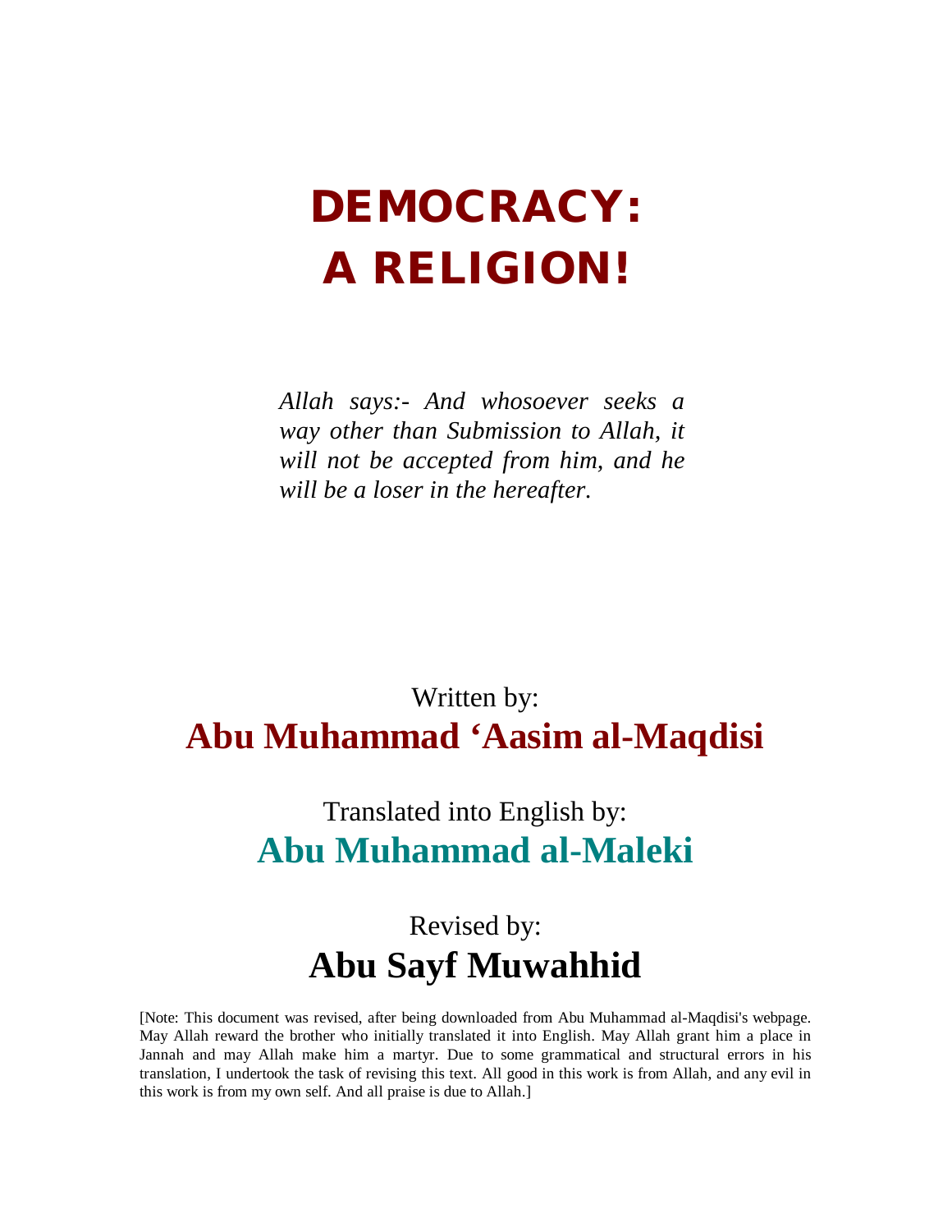# DEMOCRACY: A RELIGION!

*Allah says:- And whosoever seeks a way other than Submission to Allah, it will not be accepted from him, and he will be a loser in the hereafter.*

Written by:

**Abu Muhammad 'Aasim al-Maqdisi**

Translated into English by:

**Abu Muhammad al-Maleki**

Revised by:

**Abu Sayf Muwahhid**

[Note: This document was revised, after being downloaded from Abu Muhammad al-Maqdisi's webpage. May Allah reward the brother who initially translated it into English. May Allah grant him a place in Jannah and may Allah make him a martyr. Due to some grammatical and structural errors in his translation, I undertook the task of revising this text. All good in this work is from Allah, and any evil in this work is from my own self. And all praise is due to Allah.]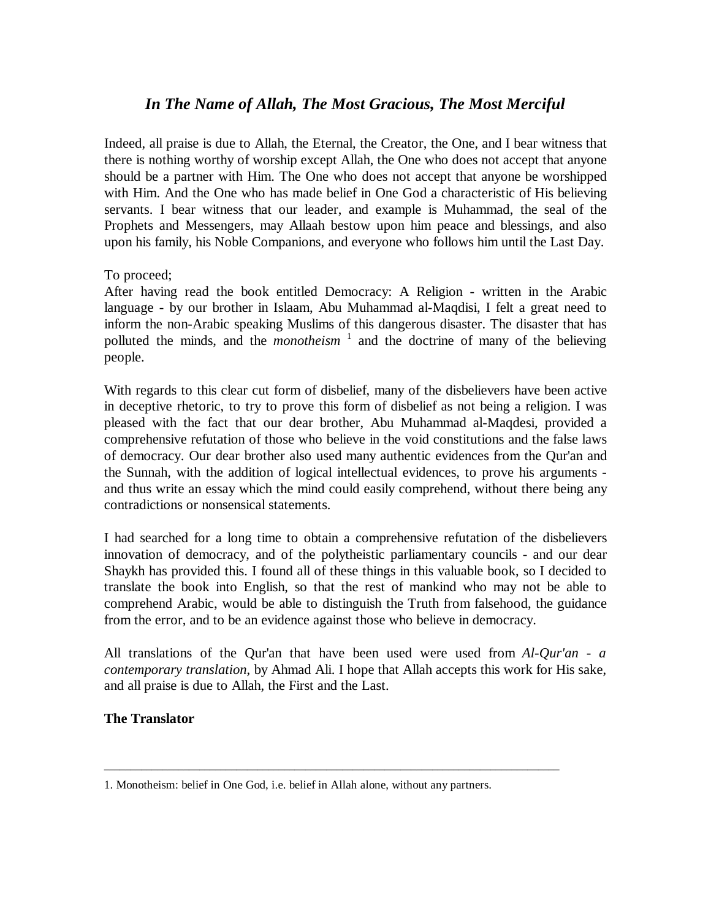## *In The Name of Allah, The Most Gracious, The Most Merciful*

Indeed, all praise is due to Allah, the Eternal, the Creator, the One, and I bear witness that there is nothing worthy of worship except Allah, the One who does not accept that anyone should be a partner with Him. The One who does not accept that anyone be worshipped with Him. And the One who has made belief in One God a characteristic of His believing servants. I bear witness that our leader, and example is Muhammad, the seal of the Prophets and Messengers, may Allaah bestow upon him peace and blessings, and also upon his family, his Noble Companions, and everyone who follows him until the Last Day.

To proceed;
After having read the book entitled Democracy: A Religion - written in the Arabic language - by our brother in Islaam, Abu Muhammad al-Maqdisi, I felt a great need to inform the non-Arabic speaking Muslims of this dangerous disaster. The disaster that has polluted the minds, and the *monotheism* [1] and the doctrine of many of the believing people.

With regards to this clear cut form of disbelief, many of the disbelievers have been active in deceptive rhetoric, to try to prove this form of disbelief as not being a religion. I was pleased with the fact that our dear brother, Abu Muhammad al-Maqdesi, provided a comprehensive refutation of those who believe in the void constitutions and the false laws of democracy. Our dear brother also used many authentic evidences from the Qur'an and the Sunnah, with the addition of logical intellectual evidences, to prove his arguments - and thus write an essay which the mind could easily comprehend, without there being any contradictions or nonsensical statements.

I had searched for a long time to obtain a comprehensive refutation of the disbelievers innovation of democracy, and of the polytheistic parliamentary councils - and our dear Shaykh has provided this. I found all of these things in this valuable book, so I decided to translate the book into English, so that the rest of mankind who may not be able to comprehend Arabic, would be able to distinguish the Truth from falsehood, the guidance from the error, and to be an evidence against those who believe in democracy.

All translations of the Qur'an that have been used were used from *Al-Qur'an - a contemporary translation*, by Ahmad Ali. I hope that Allah accepts this work for His sake, and all praise is due to Allah, the First and the Last.

**The Translator**

---

1. Monotheism: belief in One God, i.e. belief in Allah alone, without any partners.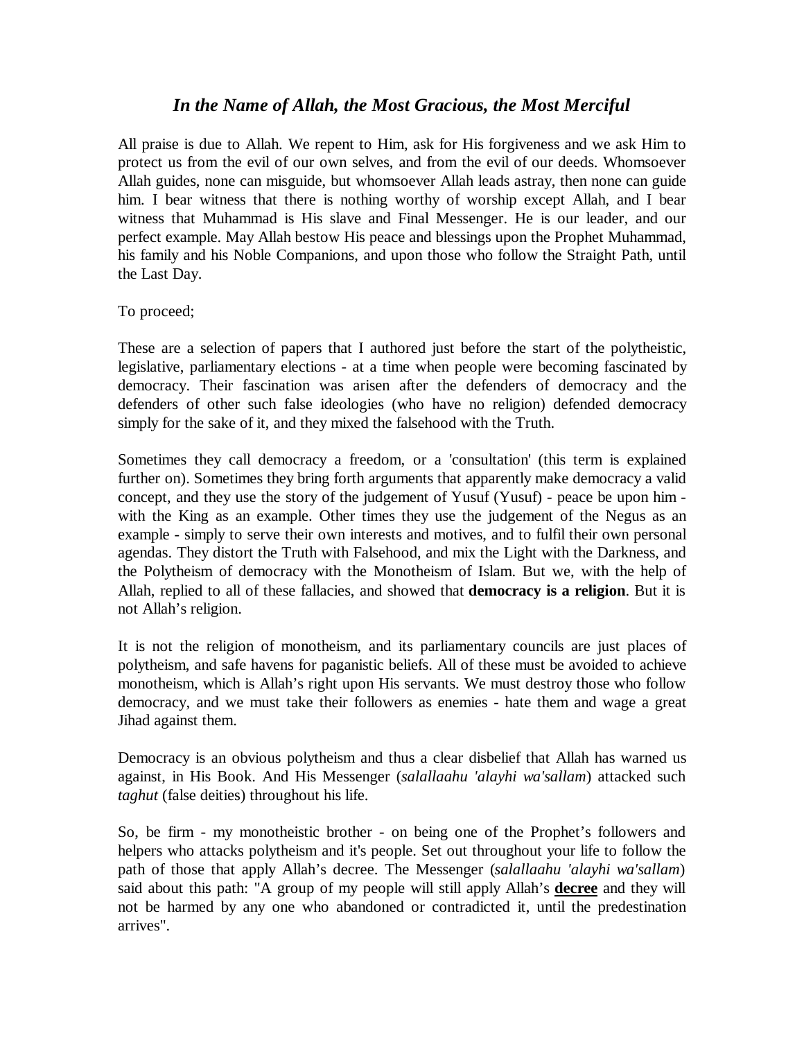# *In the Name of Allah, the Most Gracious, the Most Merciful*

All praise is due to Allah. We repent to Him, ask for His forgiveness and we ask Him to protect us from the evil of our own selves, and from the evil of our deeds. Whomsoever Allah guides, none can misguide, but whomsoever Allah leads astray, then none can guide him. I bear witness that there is nothing worthy of worship except Allah, and I bear witness that Muhammad is His slave and Final Messenger. He is our leader, and our perfect example. May Allah bestow His peace and blessings upon the Prophet Muhammad, his family and his Noble Companions, and upon those who follow the Straight Path, until the Last Day.

To proceed;

These are a selection of papers that I authored just before the start of the polytheistic, legislative, parliamentary elections - at a time when people were becoming fascinated by democracy. Their fascination was arisen after the defenders of democracy and the defenders of other such false ideologies (who have no religion) defended democracy simply for the sake of it, and they mixed the falsehood with the Truth.

Sometimes they call democracy a freedom, or a 'consultation' (this term is explained further on). Sometimes they bring forth arguments that apparently make democracy a valid concept, and they use the story of the judgement of Yusuf (Yusuf) - peace be upon him - with the King as an example. Other times they use the judgement of the Negus as an example - simply to serve their own interests and motives, and to fulfil their own personal agendas. They distort the Truth with Falsehood, and mix the Light with the Darkness, and the Polytheism of democracy with the Monotheism of Islam. But we, with the help of Allah, replied to all of these fallacies, and showed that **democracy is a religion**. But it is not Allah's religion.

It is not the religion of monotheism, and its parliamentary councils are just places of polytheism, and safe havens for paganistic beliefs. All of these must be avoided to achieve monotheism, which is Allah's right upon His servants. We must destroy those who follow democracy, and we must take their followers as enemies - hate them and wage a great Jihad against them.

Democracy is an obvious polytheism and thus a clear disbelief that Allah has warned us against, in His Book. And His Messenger (*salallaahu 'alayhi wa'sallam*) attacked such *taghut* (false deities) throughout his life.

So, be firm - my monotheistic brother - on being one of the Prophet's followers and helpers who attacks polytheism and it's people. Set out throughout your life to follow the path of those that apply Allah's decree. The Messenger (*salallaahu 'alayhi wa'sallam*) said about this path: "A group of my people will still apply Allah's **decree** and they will not be harmed by any one who abandoned or contradicted it, until the predestination arrives".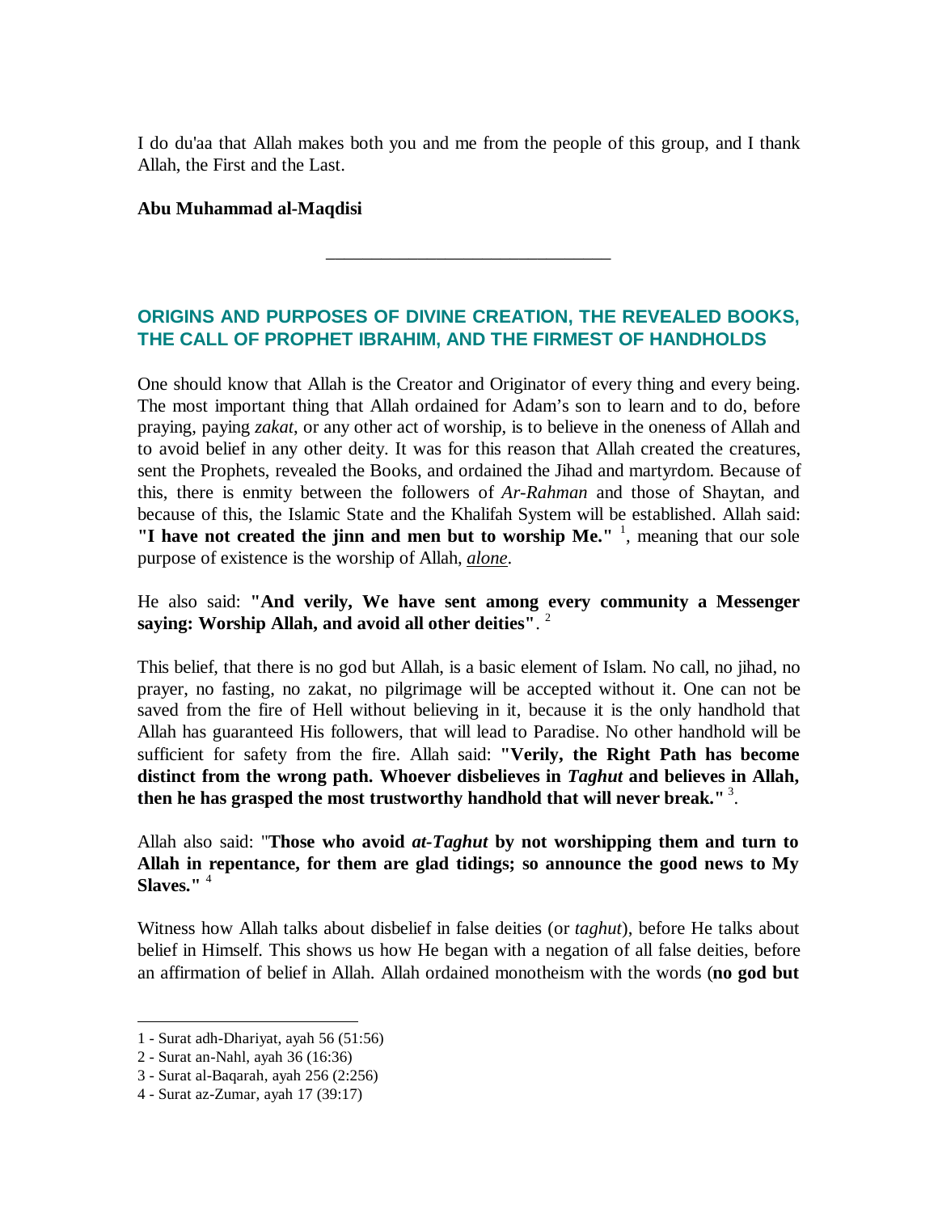I do du'aa that Allah makes both you and me from the people of this group, and I thank Allah, the First and the Last.

**Abu Muhammad al-Maqdisi**

---

## ORIGINS AND PURPOSES OF DIVINE CREATION, THE REVEALED BOOKS, THE CALL OF PROPHET IBRAHIM, AND THE FIRMEST OF HANDHOLDS

One should know that Allah is the Creator and Originator of every thing and every being. The most important thing that Allah ordained for Adam's son to learn and to do, before praying, paying *zakat*, or any other act of worship, is to believe in the oneness of Allah and to avoid belief in any other deity. It was for this reason that Allah created the creatures, sent the Prophets, revealed the Books, and ordained the Jihad and martyrdom. Because of this, there is enmity between the followers of *Ar-Rahman* and those of Shaytan, and because of this, the Islamic State and the Khalifah System will be established. Allah said: **"I have not created the jinn and men but to worship Me."** [1], meaning that our sole purpose of existence is the worship of Allah, ***alone***.

He also said: **"And verily, We have sent among every community a Messenger saying: Worship Allah, and avoid all other deities"**. [2]

This belief, that there is no god but Allah, is a basic element of Islam. No call, no jihad, no prayer, no fasting, no zakat, no pilgrimage will be accepted without it. One can not be saved from the fire of Hell without believing in it, because it is the only handhold that Allah has guaranteed His followers, that will lead to Paradise. No other handhold will be sufficient for safety from the fire. Allah said: **"Verily, the Right Path has become distinct from the wrong path. Whoever disbelieves in *Taghut* and believes in Allah, then he has grasped the most trustworthy handhold that will never break."** [3].

Allah also said: "**Those who avoid *at-Taghut* by not worshipping them and turn to Allah in repentance, for them are glad tidings; so announce the good news to My Slaves."** [4]

Witness how Allah talks about disbelief in false deities (or *taghut*), before He talks about belief in Himself. This shows us how He began with a negation of all false deities, before an affirmation of belief in Allah. Allah ordained monotheism with the words (**no god but**

---

1 - Surat adh-Dhariyat, ayah 56 (51:56)

2 - Surat an-Nahl, ayah 36 (16:36)

3 - Surat al-Baqarah, ayah 256 (2:256)

4 - Surat az-Zumar, ayah 17 (39:17)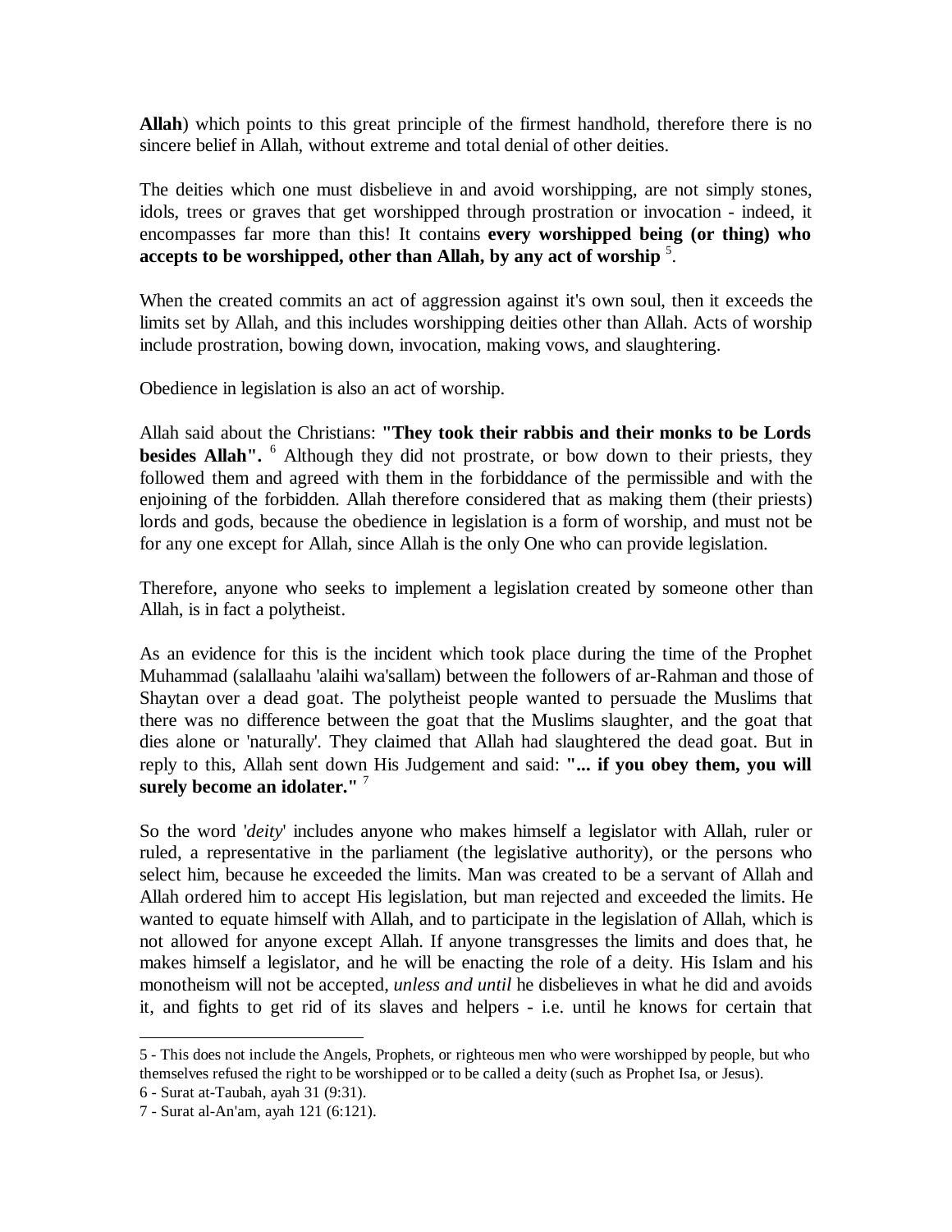**Allah**) which points to this great principle of the firmest handhold, therefore there is no sincere belief in Allah, without extreme and total denial of other deities.

The deities which one must disbelieve in and avoid worshipping, are not simply stones, idols, trees or graves that get worshipped through prostration or invocation - indeed, it encompasses far more than this! It contains **every worshipped being (or thing) who accepts to be worshipped, other than Allah, by any act of worship** [5].

When the created commits an act of aggression against it's own soul, then it exceeds the limits set by Allah, and this includes worshipping deities other than Allah. Acts of worship include prostration, bowing down, invocation, making vows, and slaughtering.

Obedience in legislation is also an act of worship.

Allah said about the Christians: **"They took their rabbis and their monks to be Lords besides Allah".** [6] Although they did not prostrate, or bow down to their priests, they followed them and agreed with them in the forbiddance of the permissible and with the enjoining of the forbidden. Allah therefore considered that as making them (their priests) lords and gods, because the obedience in legislation is a form of worship, and must not be for any one except for Allah, since Allah is the only One who can provide legislation.

Therefore, anyone who seeks to implement a legislation created by someone other than Allah, is in fact a polytheist.

As an evidence for this is the incident which took place during the time of the Prophet Muhammad (salallaahu 'alaihi wa'sallam) between the followers of ar-Rahman and those of Shaytan over a dead goat. The polytheist people wanted to persuade the Muslims that there was no difference between the goat that the Muslims slaughter, and the goat that dies alone or 'naturally'. They claimed that Allah had slaughtered the dead goat. But in reply to this, Allah sent down His Judgement and said: **"... if you obey them, you will surely become an idolater."** [7]

So the word '*deity*' includes anyone who makes himself a legislator with Allah, ruler or ruled, a representative in the parliament (the legislative authority), or the persons who select him, because he exceeded the limits. Man was created to be a servant of Allah and Allah ordered him to accept His legislation, but man rejected and exceeded the limits. He wanted to equate himself with Allah, and to participate in the legislation of Allah, which is not allowed for anyone except Allah. If anyone transgresses the limits and does that, he makes himself a legislator, and he will be enacting the role of a deity. His Islam and his monotheism will not be accepted, *unless and until* he disbelieves in what he did and avoids it, and fights to get rid of its slaves and helpers - i.e. until he knows for certain that

---

5 - This does not include the Angels, Prophets, or righteous men who were worshipped by people, but who themselves refused the right to be worshipped or to be called a deity (such as Prophet Isa, or Jesus).

6 - Surat at-Taubah, ayah 31 (9:31).

7 - Surat al-An'am, ayah 121 (6:121).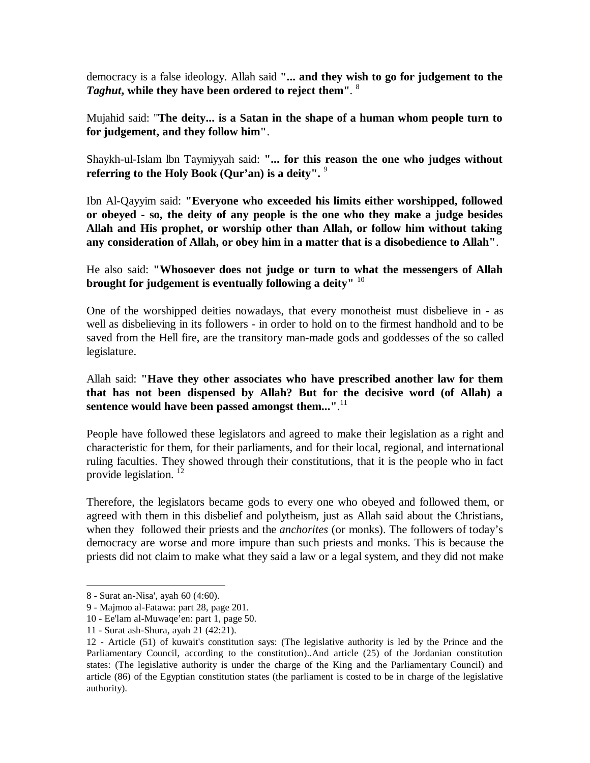democracy is a false ideology. Allah said **"... and they wish to go for judgement to the *Taghut*, while they have been ordered to reject them"**. [8]

Mujahid said: "**The deity... is a Satan in the shape of a human whom people turn to for judgement, and they follow him"**.

Shaykh-ul-Islam Ibn Taymiyyah said: **"... for this reason the one who judges without referring to the Holy Book (Qur'an) is a deity".** [9]

Ibn Al-Qayyim said: **"Everyone who exceeded his limits either worshipped, followed or obeyed - so, the deity of any people is the one who they make a judge besides Allah and His prophet, or worship other than Allah, or follow him without taking any consideration of Allah, or obey him in a matter that is a disobedience to Allah"**.

He also said: **"Whosoever does not judge or turn to what the messengers of Allah brought for judgement is eventually following a deity"** [10]

One of the worshipped deities nowadays, that every monotheist must disbelieve in - as well as disbelieving in its followers - in order to hold on to the firmest handhold and to be saved from the Hell fire, are the transitory man-made gods and goddesses of the so called legislature.

Allah said: **"Have they other associates who have prescribed another law for them that has not been dispensed by Allah? But for the decisive word (of Allah) a sentence would have been passed amongst them..."**.[11]

People have followed these legislators and agreed to make their legislation as a right and characteristic for them, for their parliaments, and for their local, regional, and international ruling faculties. They showed through their constitutions, that it is the people who in fact provide legislation. [12]

Therefore, the legislators became gods to every one who obeyed and followed them, or agreed with them in this disbelief and polytheism, just as Allah said about the Christians, when they followed their priests and the *anchorites* (or monks). The followers of today's democracy are worse and more impure than such priests and monks. This is because the priests did not claim to make what they said a law or a legal system, and they did not make

---

8 - Surat an-Nisa', ayah 60 (4:60).

9 - Majmoo al-Fatawa: part 28, page 201.

10 - Ee'lam al-Muwaqe'en: part 1, page 50.

11 - Surat ash-Shura, ayah 21 (42:21).

12 - Article (51) of kuwait's constitution says: (The legislative authority is led by the Prince and the Parliamentary Council, according to the constitution)..And article (25) of the Jordanian constitution states: (The legislative authority is under the charge of the King and the Parliamentary Council) and article (86) of the Egyptian constitution states (the parliament is costed to be in charge of the legislative authority).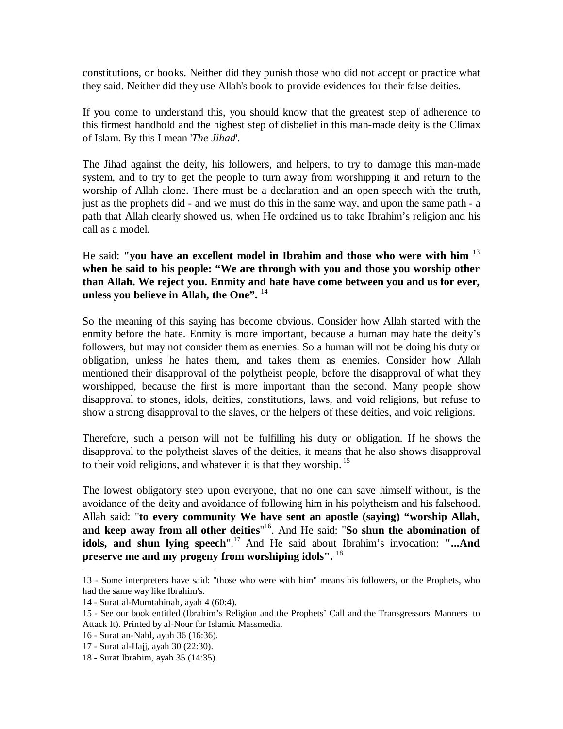constitutions, or books. Neither did they punish those who did not accept or practice what they said. Neither did they use Allah's book to provide evidences for their false deities.

If you come to understand this, you should know that the greatest step of adherence to this firmest handhold and the highest step of disbelief in this man-made deity is the Climax of Islam. By this I mean '*The Jihad*'.

The Jihad against the deity, his followers, and helpers, to try to damage this man-made system, and to try to get the people to turn away from worshipping it and return to the worship of Allah alone. There must be a declaration and an open speech with the truth, just as the prophets did - and we must do this in the same way, and upon the same path - a path that Allah clearly showed us, when He ordained us to take Ibrahim's religion and his call as a model.

He said: **"you have an excellent model in Ibrahim and those who were with him** [13] **when he said to his people: "We are through with you and those you worship other than Allah. We reject you. Enmity and hate have come between you and us for ever, unless you believe in Allah, the One".** [14]

So the meaning of this saying has become obvious. Consider how Allah started with the enmity before the hate. Enmity is more important, because a human may hate the deity's followers, but may not consider them as enemies. So a human will not be doing his duty or obligation, unless he hates them, and takes them as enemies. Consider how Allah mentioned their disapproval of the polytheist people, before the disapproval of what they worshipped, because the first is more important than the second. Many people show disapproval to stones, idols, deities, constitutions, laws, and void religions, but refuse to show a strong disapproval to the slaves, or the helpers of these deities, and void religions.

Therefore, such a person will not be fulfilling his duty or obligation. If he shows the disapproval to the polytheist slaves of the deities, it means that he also shows disapproval to their void religions, and whatever it is that they worship. [15]

The lowest obligatory step upon everyone, that no one can save himself without, is the avoidance of the deity and avoidance of following him in his polytheism and his falsehood. Allah said: "**to every community We have sent an apostle (saying) "worship Allah, and keep away from all other deities**"[16]. And He said: "**So shun the abomination of idols, and shun lying speech**".[17] And He said about Ibrahim's invocation: **"...And preserve me and my progeny from worshiping idols".** [18]

---

13 - Some interpreters have said: "those who were with him" means his followers, or the Prophets, who had the same way like Ibrahim's.

14 - Surat al-Mumtahinah, ayah 4 (60:4).

15 - See our book entitled (Ibrahim's Religion and the Prophets' Call and the Transgressors' Manners to Attack It). Printed by al-Nour for Islamic Massmedia.

16 - Surat an-Nahl, ayah 36 (16:36).

17 - Surat al-Hajj, ayah 30 (22:30).

18 - Surat Ibrahim, ayah 35 (14:35).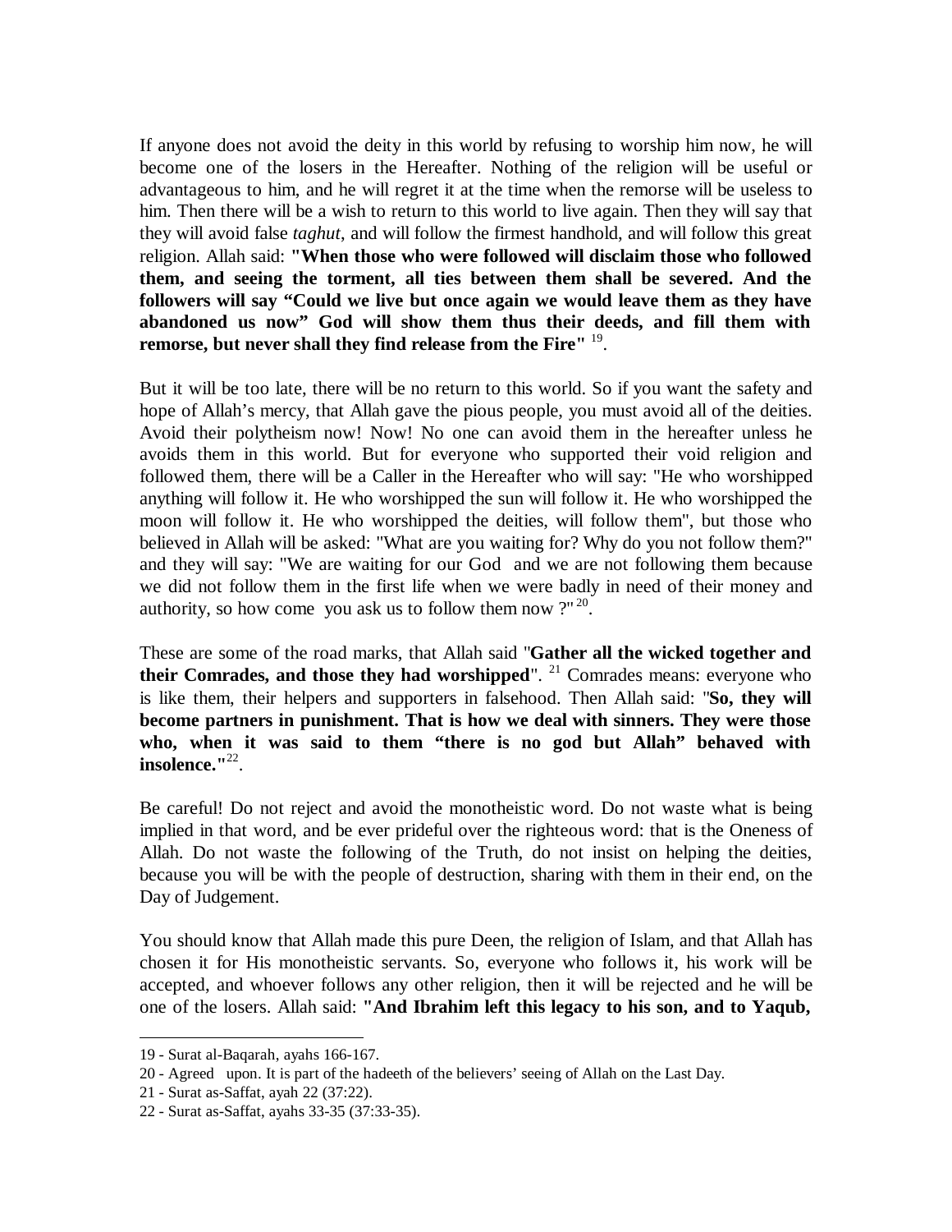If anyone does not avoid the deity in this world by refusing to worship him now, he will become one of the losers in the Hereafter. Nothing of the religion will be useful or advantageous to him, and he will regret it at the time when the remorse will be useless to him. Then there will be a wish to return to this world to live again. Then they will say that they will avoid false *taghut*, and will follow the firmest handhold, and will follow this great religion. Allah said: **"When those who were followed will disclaim those who followed them, and seeing the torment, all ties between them shall be severed. And the followers will say "Could we live but once again we would leave them as they have abandoned us now" God will show them thus their deeds, and fill them with remorse, but never shall they find release from the Fire"** [19].

But it will be too late, there will be no return to this world. So if you want the safety and hope of Allah's mercy, that Allah gave the pious people, you must avoid all of the deities. Avoid their polytheism now! Now! No one can avoid them in the hereafter unless he avoids them in this world. But for everyone who supported their void religion and followed them, there will be a Caller in the Hereafter who will say: "He who worshipped anything will follow it. He who worshipped the sun will follow it. He who worshipped the moon will follow it. He who worshipped the deities, will follow them", but those who believed in Allah will be asked: "What are you waiting for? Why do you not follow them?" and they will say: "We are waiting for our God and we are not following them because we did not follow them in the first life when we were badly in need of their money and authority, so how come you ask us to follow them now ?"[20].

These are some of the road marks, that Allah said "**Gather all the wicked together and their Comrades, and those they had worshipped**". [21] Comrades means: everyone who is like them, their helpers and supporters in falsehood. Then Allah said: "**So, they will become partners in punishment. That is how we deal with sinners. They were those who, when it was said to them "there is no god but Allah" behaved with insolence."**[22].

Be careful! Do not reject and avoid the monotheistic word. Do not waste what is being implied in that word, and be ever prideful over the righteous word: that is the Oneness of Allah. Do not waste the following of the Truth, do not insist on helping the deities, because you will be with the people of destruction, sharing with them in their end, on the Day of Judgement.

You should know that Allah made this pure Deen, the religion of Islam, and that Allah has chosen it for His monotheistic servants. So, everyone who follows it, his work will be accepted, and whoever follows any other religion, then it will be rejected and he will be one of the losers. Allah said: **"And Ibrahim left this legacy to his son, and to Yaqub,**

---

19 - Surat al-Baqarah, ayahs 166-167.

20 - Agreed upon. It is part of the hadeeth of the believers' seeing of Allah on the Last Day.

21 - Surat as-Saffat, ayah 22 (37:22).

22 - Surat as-Saffat, ayahs 33-35 (37:33-35).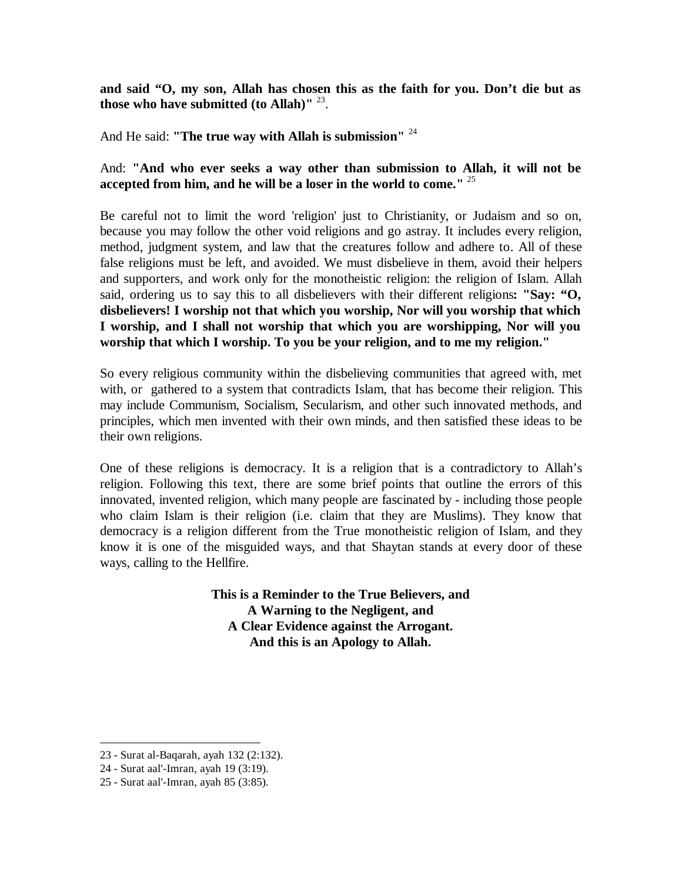**and said "O, my son, Allah has chosen this as the faith for you. Don't die but as those who have submitted (to Allah)"** [23].

And He said: **"The true way with Allah is submission"** [24]

And: **"And who ever seeks a way other than submission to Allah, it will not be accepted from him, and he will be a loser in the world to come."** [25]

Be careful not to limit the word 'religion' just to Christianity, or Judaism and so on, because you may follow the other void religions and go astray. It includes every religion, method, judgment system, and law that the creatures follow and adhere to. All of these false religions must be left, and avoided. We must disbelieve in them, avoid their helpers and supporters, and work only for the monotheistic religion: the religion of Islam. Allah said, ordering us to say this to all disbelievers with their different religions**: "Say: "O, disbelievers! I worship not that which you worship, Nor will you worship that which I worship, and I shall not worship that which you are worshipping, Nor will you worship that which I worship. To you be your religion, and to me my religion."**

So every religious community within the disbelieving communities that agreed with, met with, or gathered to a system that contradicts Islam, that has become their religion. This may include Communism, Socialism, Secularism, and other such innovated methods, and principles, which men invented with their own minds, and then satisfied these ideas to be their own religions.

One of these religions is democracy. It is a religion that is a contradictory to Allah's religion. Following this text, there are some brief points that outline the errors of this innovated, invented religion, which many people are fascinated by - including those people who claim Islam is their religion (i.e. claim that they are Muslims). They know that democracy is a religion different from the True monotheistic religion of Islam, and they know it is one of the misguided ways, and that Shaytan stands at every door of these ways, calling to the Hellfire.

**This is a Reminder to the True Believers, and**
**A Warning to the Negligent, and**
**A Clear Evidence against the Arrogant.**
**And this is an Apology to Allah.**

---

23 - Surat al-Baqarah, ayah 132 (2:132).
24 - Surat aal'-Imran, ayah 19 (3:19).
25 - Surat aal'-Imran, ayah 85 (3:85).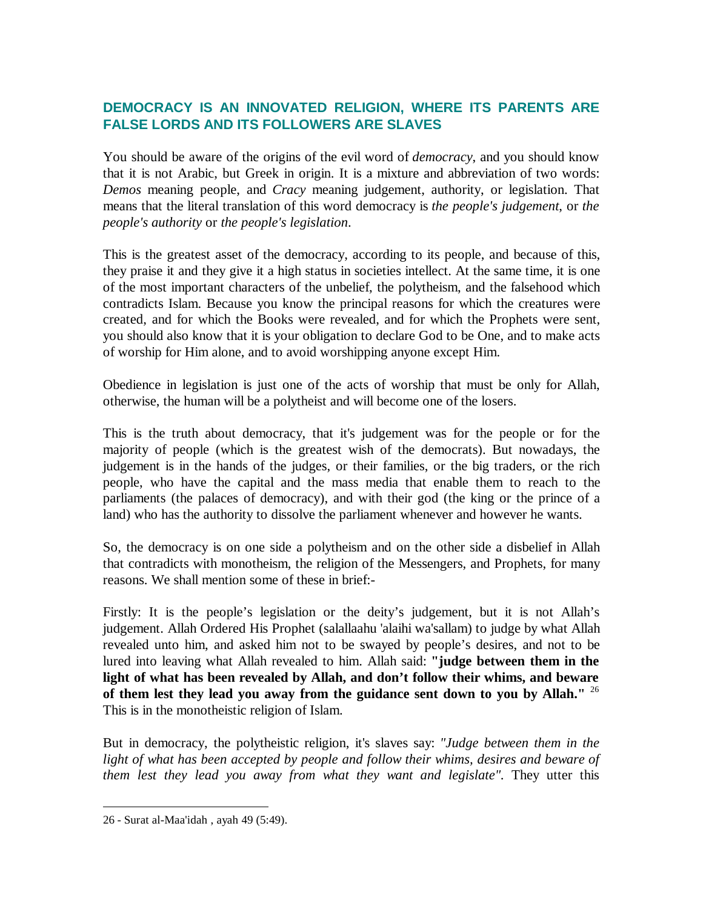## DEMOCRACY IS AN INNOVATED RELIGION, WHERE ITS PARENTS ARE FALSE LORDS AND ITS FOLLOWERS ARE SLAVES

You should be aware of the origins of the evil word of *democracy*, and you should know that it is not Arabic, but Greek in origin. It is a mixture and abbreviation of two words: *Demos* meaning people, and *Cracy* meaning judgement, authority, or legislation. That means that the literal translation of this word democracy is *the people's judgement*, or *the people's authority* or *the people's legislation*.

This is the greatest asset of the democracy, according to its people, and because of this, they praise it and they give it a high status in societies intellect. At the same time, it is one of the most important characters of the unbelief, the polytheism, and the falsehood which contradicts Islam. Because you know the principal reasons for which the creatures were created, and for which the Books were revealed, and for which the Prophets were sent, you should also know that it is your obligation to declare God to be One, and to make acts of worship for Him alone, and to avoid worshipping anyone except Him.

Obedience in legislation is just one of the acts of worship that must be only for Allah, otherwise, the human will be a polytheist and will become one of the losers.

This is the truth about democracy, that it's judgement was for the people or for the majority of people (which is the greatest wish of the democrats). But nowadays, the judgement is in the hands of the judges, or their families, or the big traders, or the rich people, who have the capital and the mass media that enable them to reach to the parliaments (the palaces of democracy), and with their god (the king or the prince of a land) who has the authority to dissolve the parliament whenever and however he wants.

So, the democracy is on one side a polytheism and on the other side a disbelief in Allah that contradicts with monotheism, the religion of the Messengers, and Prophets, for many reasons. We shall mention some of these in brief:-

Firstly: It is the people's legislation or the deity's judgement, but it is not Allah's judgement. Allah Ordered His Prophet (salallaahu 'alaihi wa'sallam) to judge by what Allah revealed unto him, and asked him not to be swayed by people's desires, and not to be lured into leaving what Allah revealed to him. Allah said: **"judge between them in the light of what has been revealed by Allah, and don't follow their whims, and beware of them lest they lead you away from the guidance sent down to you by Allah."** [26] This is in the monotheistic religion of Islam.

But in democracy, the polytheistic religion, it's slaves say: *"Judge between them in the light of what has been accepted by people and follow their whims, desires and beware of them lest they lead you away from what they want and legislate"*. They utter this

26 - Surat al-Maa'idah , ayah 49 (5:49).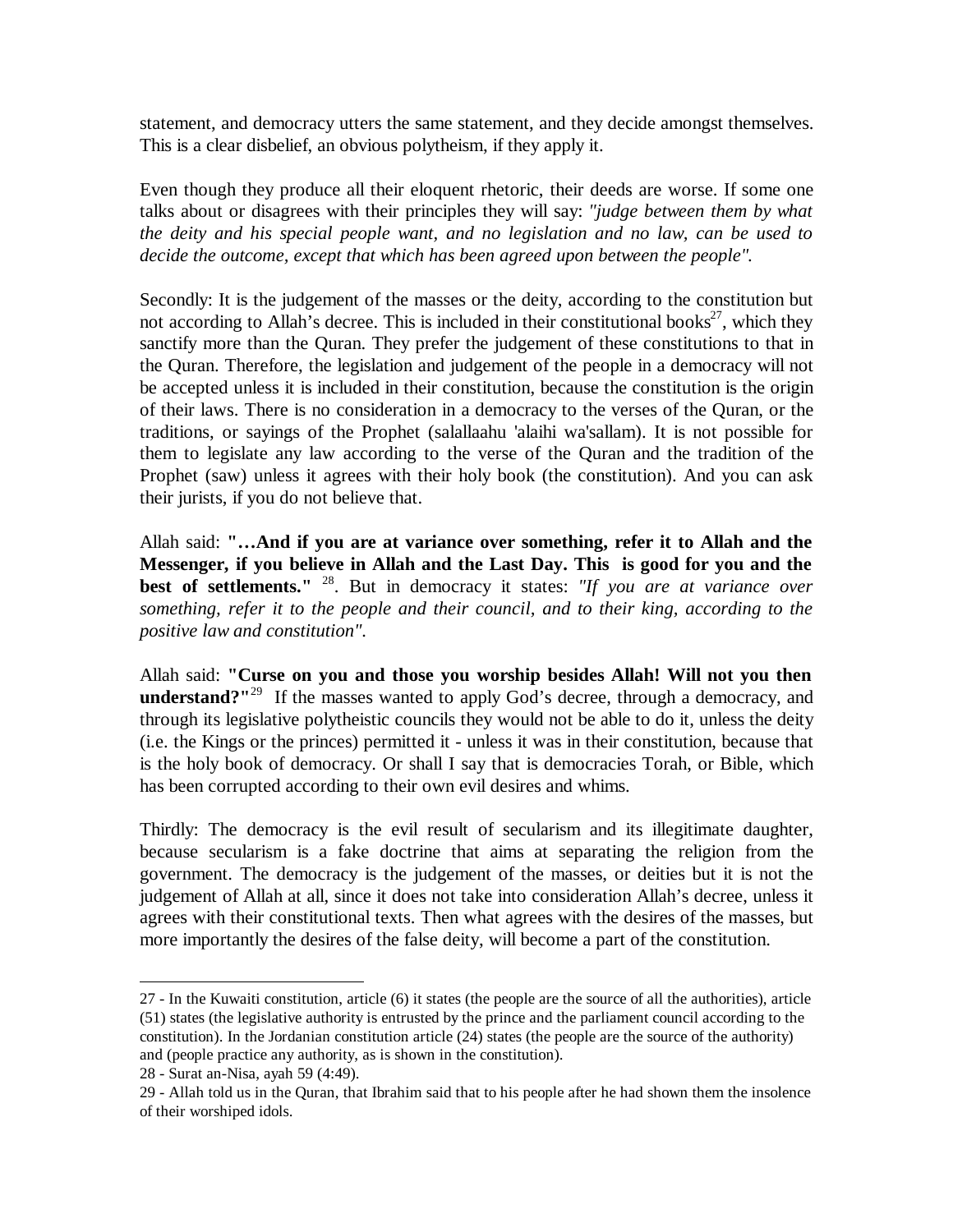statement, and democracy utters the same statement, and they decide amongst themselves. This is a clear disbelief, an obvious polytheism, if they apply it.

Even though they produce all their eloquent rhetoric, their deeds are worse. If some one talks about or disagrees with their principles they will say: *"judge between them by what the deity and his special people want, and no legislation and no law, can be used to decide the outcome, except that which has been agreed upon between the people".*

Secondly: It is the judgement of the masses or the deity, according to the constitution but not according to Allah's decree. This is included in their constitutional books[27], which they sanctify more than the Quran. They prefer the judgement of these constitutions to that in the Quran. Therefore, the legislation and judgement of the people in a democracy will not be accepted unless it is included in their constitution, because the constitution is the origin of their laws. There is no consideration in a democracy to the verses of the Quran, or the traditions, or sayings of the Prophet (salallaahu 'alaihi wa'sallam). It is not possible for them to legislate any law according to the verse of the Quran and the tradition of the Prophet (saw) unless it agrees with their holy book (the constitution). And you can ask their jurists, if you do not believe that.

Allah said: **"…And if you are at variance over something, refer it to Allah and the Messenger, if you believe in Allah and the Last Day. This is good for you and the best of settlements."** [28]. But in democracy it states: *"If you are at variance over something, refer it to the people and their council, and to their king, according to the positive law and constitution".*

Allah said: **"Curse on you and those you worship besides Allah! Will not you then understand?"**[29] If the masses wanted to apply God's decree, through a democracy, and through its legislative polytheistic councils they would not be able to do it, unless the deity (i.e. the Kings or the princes) permitted it - unless it was in their constitution, because that is the holy book of democracy. Or shall I say that is democracies Torah, or Bible, which has been corrupted according to their own evil desires and whims.

Thirdly: The democracy is the evil result of secularism and its illegitimate daughter, because secularism is a fake doctrine that aims at separating the religion from the government. The democracy is the judgement of the masses, or deities but it is not the judgement of Allah at all, since it does not take into consideration Allah's decree, unless it agrees with their constitutional texts. Then what agrees with the desires of the masses, but more importantly the desires of the false deity, will become a part of the constitution.

---

27 - In the Kuwaiti constitution, article (6) it states (the people are the source of all the authorities), article (51) states (the legislative authority is entrusted by the prince and the parliament council according to the constitution). In the Jordanian constitution article (24) states (the people are the source of the authority) and (people practice any authority, as is shown in the constitution).

28 - Surat an-Nisa, ayah 59 (4:49).

29 - Allah told us in the Quran, that Ibrahim said that to his people after he had shown them the insolence of their worshiped idols.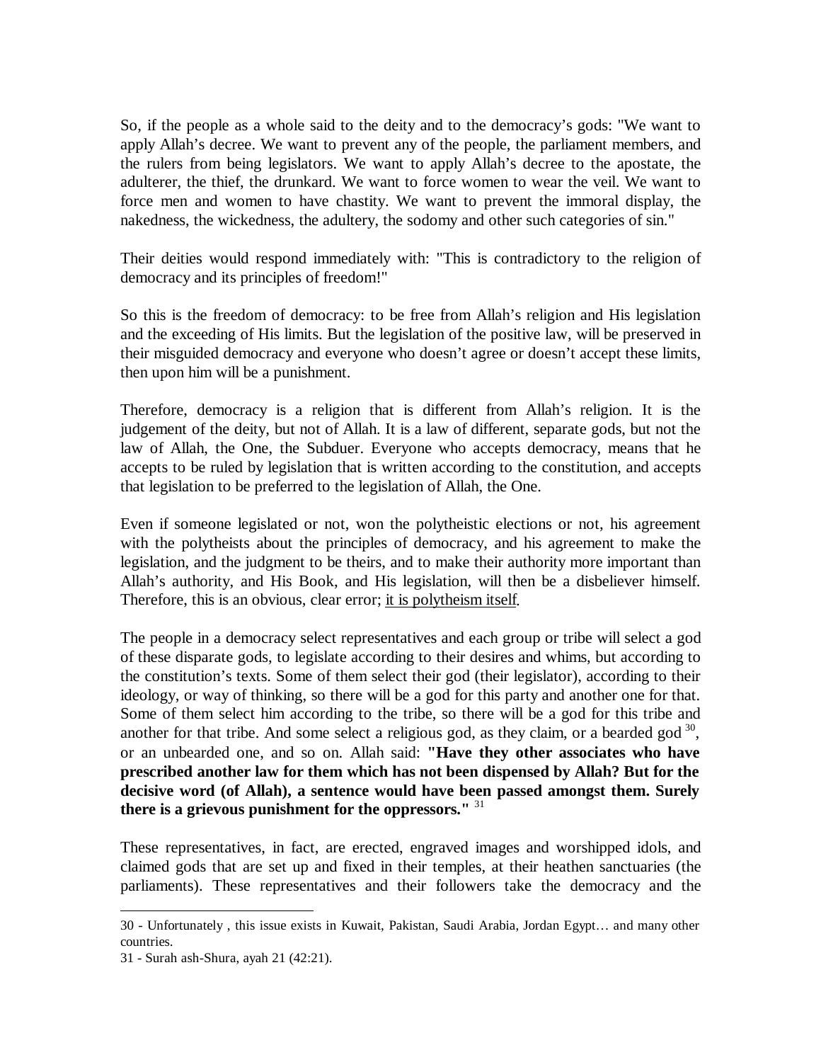So, if the people as a whole said to the deity and to the democracy's gods: "We want to apply Allah's decree. We want to prevent any of the people, the parliament members, and the rulers from being legislators. We want to apply Allah's decree to the apostate, the adulterer, the thief, the drunkard. We want to force women to wear the veil. We want to force men and women to have chastity. We want to prevent the immoral display, the nakedness, the wickedness, the adultery, the sodomy and other such categories of sin."

Their deities would respond immediately with: "This is contradictory to the religion of democracy and its principles of freedom!"

So this is the freedom of democracy: to be free from Allah's religion and His legislation and the exceeding of His limits. But the legislation of the positive law, will be preserved in their misguided democracy and everyone who doesn't agree or doesn't accept these limits, then upon him will be a punishment.

Therefore, democracy is a religion that is different from Allah's religion. It is the judgement of the deity, but not of Allah. It is a law of different, separate gods, but not the law of Allah, the One, the Subduer. Everyone who accepts democracy, means that he accepts to be ruled by legislation that is written according to the constitution, and accepts that legislation to be preferred to the legislation of Allah, the One.

Even if someone legislated or not, won the polytheistic elections or not, his agreement with the polytheists about the principles of democracy, and his agreement to make the legislation, and the judgment to be theirs, and to make their authority more important than Allah's authority, and His Book, and His legislation, will then be a disbeliever himself. Therefore, this is an obvious, clear error; <u>it is polytheism itself</u>.

The people in a democracy select representatives and each group or tribe will select a god of these disparate gods, to legislate according to their desires and whims, but according to the constitution's texts. Some of them select their god (their legislator), according to their ideology, or way of thinking, so there will be a god for this party and another one for that. Some of them select him according to the tribe, so there will be a god for this tribe and another for that tribe. And some select a religious god, as they claim, or a bearded god [30], or an unbearded one, and so on. Allah said: **"Have they other associates who have prescribed another law for them which has not been dispensed by Allah? But for the decisive word (of Allah), a sentence would have been passed amongst them. Surely there is a grievous punishment for the oppressors."** [31]

These representatives, in fact, are erected, engraved images and worshipped idols, and claimed gods that are set up and fixed in their temples, at their heathen sanctuaries (the parliaments). These representatives and their followers take the democracy and the

---

30 - Unfortunately , this issue exists in Kuwait, Pakistan, Saudi Arabia, Jordan Egypt… and many other countries.

31 - Surah ash-Shura, ayah 21 (42:21).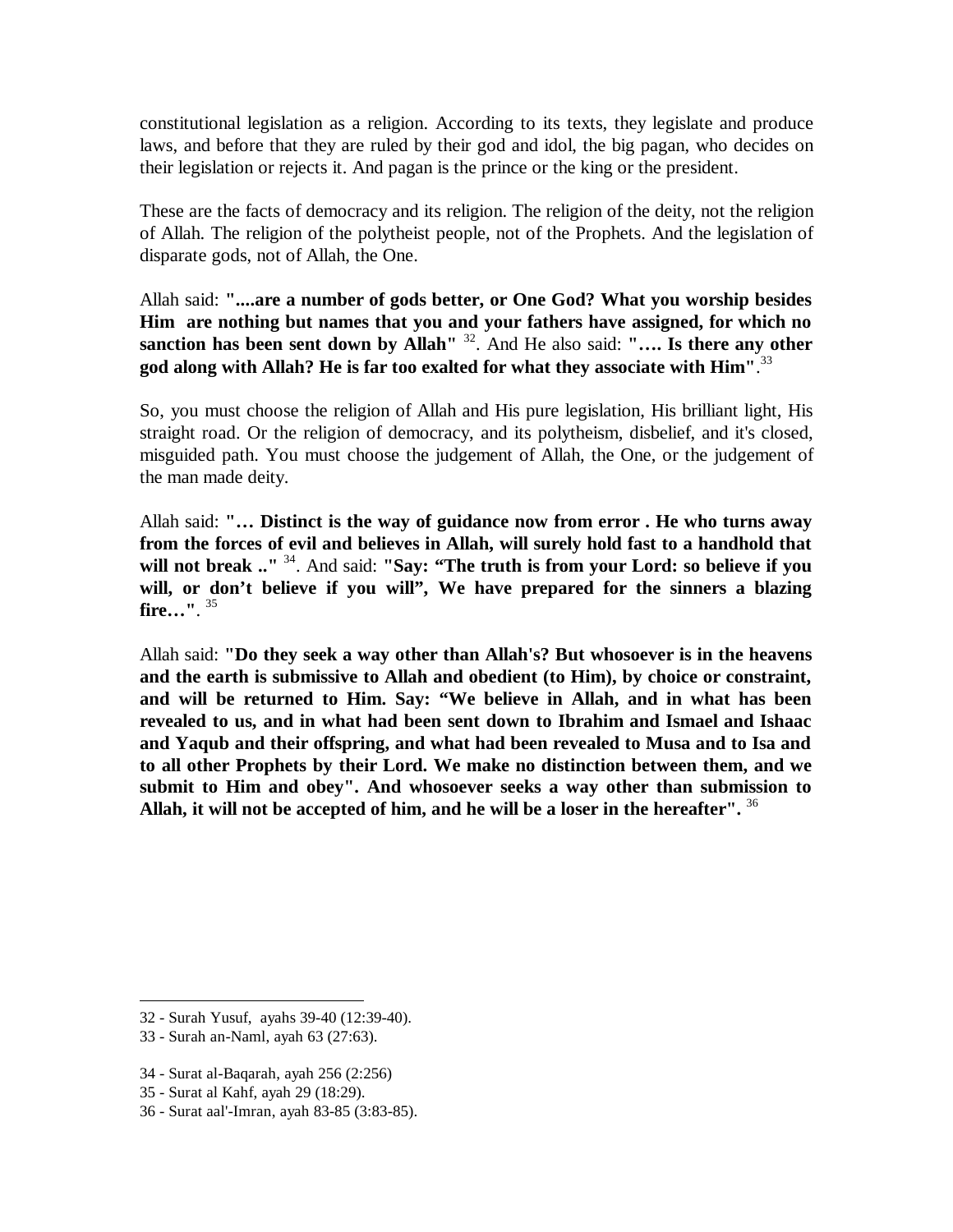constitutional legislation as a religion. According to its texts, they legislate and produce laws, and before that they are ruled by their god and idol, the big pagan, who decides on their legislation or rejects it. And pagan is the prince or the king or the president.

These are the facts of democracy and its religion. The religion of the deity, not the religion of Allah. The religion of the polytheist people, not of the Prophets. And the legislation of disparate gods, not of Allah, the One.

Allah said: **"....are a number of gods better, or One God? What you worship besides Him are nothing but names that you and your fathers have assigned, for which no sanction has been sent down by Allah"** [32]. And He also said: **"…. Is there any other god along with Allah? He is far too exalted for what they associate with Him"**.[33]

So, you must choose the religion of Allah and His pure legislation, His brilliant light, His straight road. Or the religion of democracy, and its polytheism, disbelief, and it's closed, misguided path. You must choose the judgement of Allah, the One, or the judgement of the man made deity.

Allah said: **"… Distinct is the way of guidance now from error . He who turns away from the forces of evil and believes in Allah, will surely hold fast to a handhold that will not break .."** [34]. And said: **"Say: "The truth is from your Lord: so believe if you will, or don't believe if you will", We have prepared for the sinners a blazing fire…"**. [35]

Allah said: **"Do they seek a way other than Allah's? But whosoever is in the heavens and the earth is submissive to Allah and obedient (to Him), by choice or constraint, and will be returned to Him. Say: "We believe in Allah, and in what has been revealed to us, and in what had been sent down to Ibrahim and Ismael and Ishaac and Yaqub and their offspring, and what had been revealed to Musa and to Isa and to all other Prophets by their Lord. We make no distinction between them, and we submit to Him and obey". And whosoever seeks a way other than submission to Allah, it will not be accepted of him, and he will be a loser in the hereafter".** [36]

---

32 - Surah Yusuf, ayahs 39-40 (12:39-40).

33 - Surah an-Naml, ayah 63 (27:63).

34 - Surat al-Baqarah, ayah 256 (2:256)

35 - Surat al Kahf, ayah 29 (18:29).

36 - Surat aal'-Imran, ayah 83-85 (3:83-85).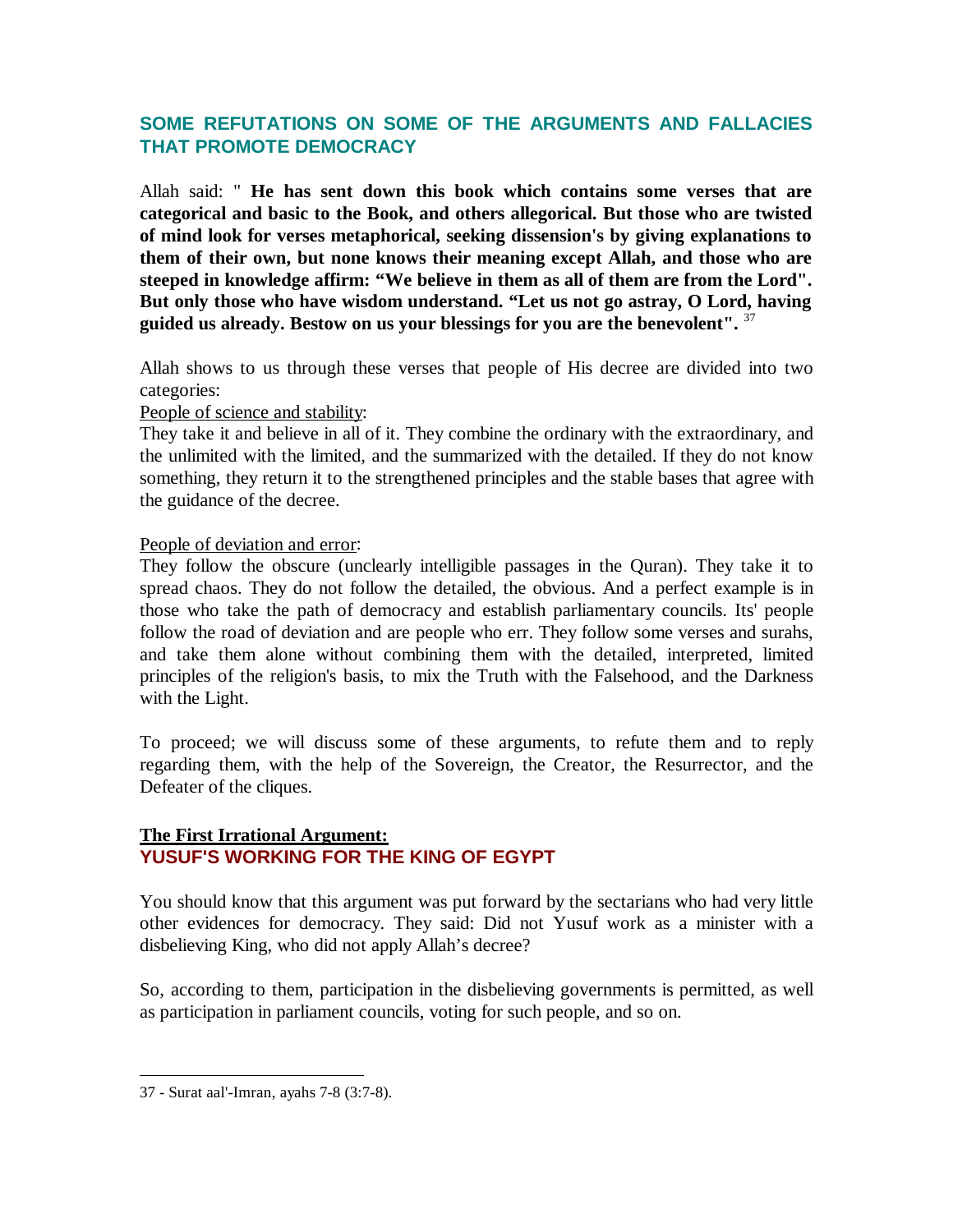## SOME REFUTATIONS ON SOME OF THE ARGUMENTS AND FALLACIES THAT PROMOTE DEMOCRACY

Allah said: " **He has sent down this book which contains some verses that are categorical and basic to the Book, and others allegorical. But those who are twisted of mind look for verses metaphorical, seeking dissension's by giving explanations to them of their own, but none knows their meaning except Allah, and those who are steeped in knowledge affirm: "We believe in them as all of them are from the Lord". But only those who have wisdom understand. "Let us not go astray, O Lord, having guided us already. Bestow on us your blessings for you are the benevolent".** [37]

Allah shows to us through these verses that people of His decree are divided into two categories:

People of science and stability:

They take it and believe in all of it. They combine the ordinary with the extraordinary, and the unlimited with the limited, and the summarized with the detailed. If they do not know something, they return it to the strengthened principles and the stable bases that agree with the guidance of the decree.

People of deviation and error:

They follow the obscure (unclearly intelligible passages in the Quran). They take it to spread chaos. They do not follow the detailed, the obvious. And a perfect example is in those who take the path of democracy and establish parliamentary councils. Its' people follow the road of deviation and are people who err. They follow some verses and surahs, and take them alone without combining them with the detailed, interpreted, limited principles of the religion's basis, to mix the Truth with the Falsehood, and the Darkness with the Light.

To proceed; we will discuss some of these arguments, to refute them and to reply regarding them, with the help of the Sovereign, the Creator, the Resurrector, and the Defeater of the cliques.

### The First Irrational Argument:
### YUSUF'S WORKING FOR THE KING OF EGYPT

You should know that this argument was put forward by the sectarians who had very little other evidences for democracy. They said: Did not Yusuf work as a minister with a disbelieving King, who did not apply Allah's decree?

So, according to them, participation in the disbelieving governments is permitted, as well as participation in parliament councils, voting for such people, and so on.

---

37 - Surat aal'-Imran, ayahs 7-8 (3:7-8).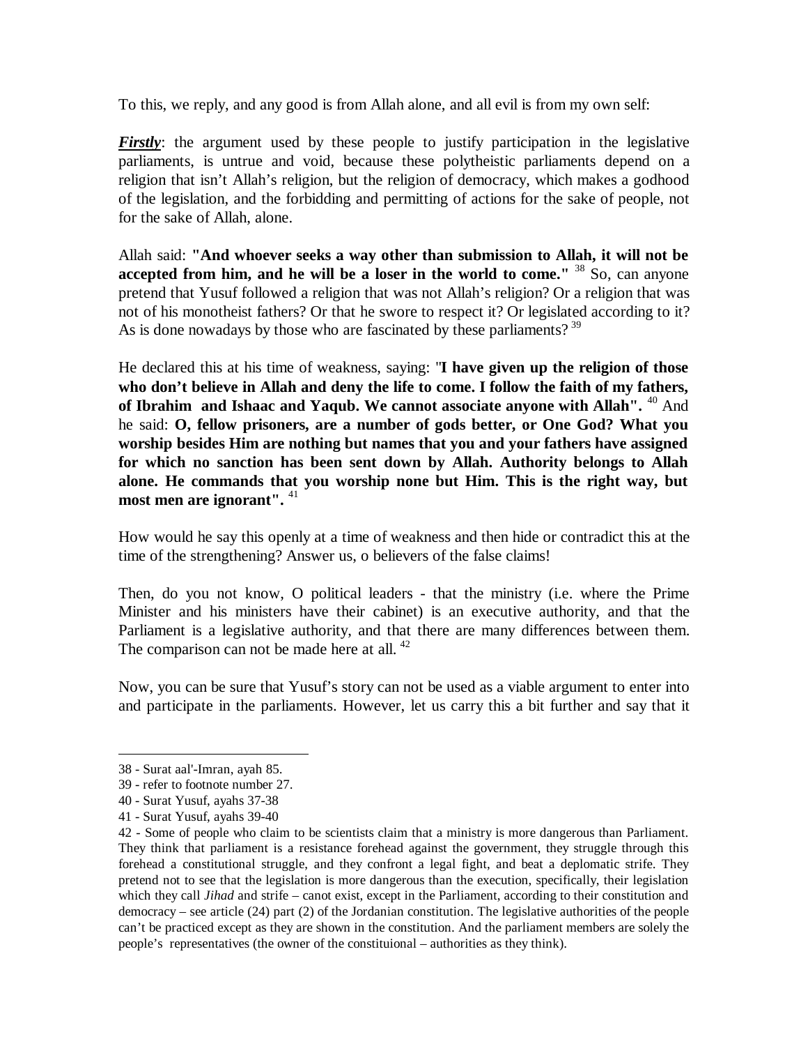To this, we reply, and any good is from Allah alone, and all evil is from my own self:

***Firstly***: the argument used by these people to justify participation in the legislative parliaments, is untrue and void, because these polytheistic parliaments depend on a religion that isn't Allah's religion, but the religion of democracy, which makes a godhood of the legislation, and the forbidding and permitting of actions for the sake of people, not for the sake of Allah, alone.

Allah said: **"And whoever seeks a way other than submission to Allah, it will not be accepted from him, and he will be a loser in the world to come."** [38] So, can anyone pretend that Yusuf followed a religion that was not Allah's religion? Or a religion that was not of his monotheist fathers? Or that he swore to respect it? Or legislated according to it? As is done nowadays by those who are fascinated by these parliaments? [39]

He declared this at his time of weakness, saying: "**I have given up the religion of those who don't believe in Allah and deny the life to come. I follow the faith of my fathers, of Ibrahim and Ishaac and Yaqub. We cannot associate anyone with Allah".** [40] And he said: **O, fellow prisoners, are a number of gods better, or One God? What you worship besides Him are nothing but names that you and your fathers have assigned for which no sanction has been sent down by Allah. Authority belongs to Allah alone. He commands that you worship none but Him. This is the right way, but most men are ignorant".** [41]

How would he say this openly at a time of weakness and then hide or contradict this at the time of the strengthening? Answer us, o believers of the false claims!

Then, do you not know, O political leaders - that the ministry (i.e. where the Prime Minister and his ministers have their cabinet) is an executive authority, and that the Parliament is a legislative authority, and that there are many differences between them. The comparison can not be made here at all. [42]

Now, you can be sure that Yusuf's story can not be used as a viable argument to enter into and participate in the parliaments. However, let us carry this a bit further and say that it

---

38 - Surat aal'-Imran, ayah 85.

39 - refer to footnote number 27.

40 - Surat Yusuf, ayahs 37-38

41 - Surat Yusuf, ayahs 39-40

42 - Some of people who claim to be scientists claim that a ministry is more dangerous than Parliament. They think that parliament is a resistance forehead against the government, they struggle through this forehead a constitutional struggle, and they confront a legal fight, and beat a deplomatic strife. They pretend not to see that the legislation is more dangerous than the execution, specifically, their legislation which they call *Jihad* and strife – canot exist, except in the Parliament, according to their constitution and democracy – see article (24) part (2) of the Jordanian constitution. The legislative authorities of the people can't be practiced except as they are shown in the constitution. And the parliament members are solely the people's representatives (the owner of the constituional – authorities as they think).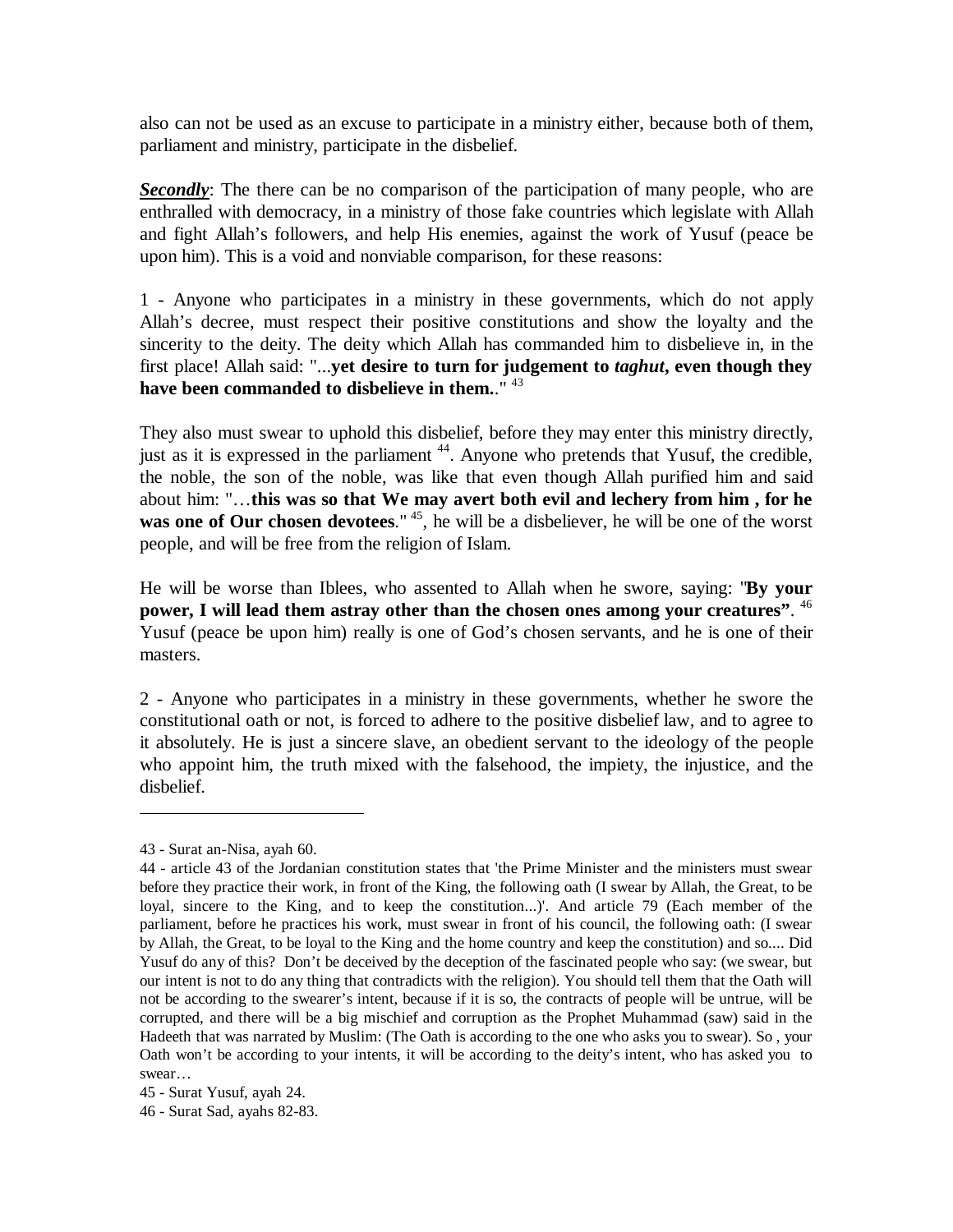also can not be used as an excuse to participate in a ministry either, because both of them, parliament and ministry, participate in the disbelief.

***Secondly***: The there can be no comparison of the participation of many people, who are enthralled with democracy, in a ministry of those fake countries which legislate with Allah and fight Allah's followers, and help His enemies, against the work of Yusuf (peace be upon him). This is a void and nonviable comparison, for these reasons:

1 - Anyone who participates in a ministry in these governments, which do not apply Allah's decree, must respect their positive constitutions and show the loyalty and the sincerity to the deity. The deity which Allah has commanded him to disbelieve in, in the first place! Allah said: "...**yet desire to turn for judgement to *taghut*, even though they have been commanded to disbelieve in them.**." [43]

They also must swear to uphold this disbelief, before they may enter this ministry directly, just as it is expressed in the parliament [44]. Anyone who pretends that Yusuf, the credible, the noble, the son of the noble, was like that even though Allah purified him and said about him: "…**this was so that We may avert both evil and lechery from him , for he was one of Our chosen devotees**." [45], he will be a disbeliever, he will be one of the worst people, and will be free from the religion of Islam.

He will be worse than Iblees, who assented to Allah when he swore, saying: "**By your power, I will lead them astray other than the chosen ones among your creatures"**. [46] Yusuf (peace be upon him) really is one of God's chosen servants, and he is one of their masters.

2 - Anyone who participates in a ministry in these governments, whether he swore the constitutional oath or not, is forced to adhere to the positive disbelief law, and to agree to it absolutely. He is just a sincere slave, an obedient servant to the ideology of the people who appoint him, the truth mixed with the falsehood, the impiety, the injustice, and the disbelief.

---

43 - Surat an-Nisa, ayah 60.

44 - article 43 of the Jordanian constitution states that 'the Prime Minister and the ministers must swear before they practice their work, in front of the King, the following oath (I swear by Allah, the Great, to be loyal, sincere to the King, and to keep the constitution...)'. And article 79 (Each member of the parliament, before he practices his work, must swear in front of his council, the following oath: (I swear by Allah, the Great, to be loyal to the King and the home country and keep the constitution) and so.... Did Yusuf do any of this? Don't be deceived by the deception of the fascinated people who say: (we swear, but our intent is not to do any thing that contradicts with the religion). You should tell them that the Oath will not be according to the swearer's intent, because if it is so, the contracts of people will be untrue, will be corrupted, and there will be a big mischief and corruption as the Prophet Muhammad (saw) said in the Hadeeth that was narrated by Muslim: (The Oath is according to the one who asks you to swear). So , your Oath won't be according to your intents, it will be according to the deity's intent, who has asked you to swear…

45 - Surat Yusuf, ayah 24.

46 - Surat Sad, ayahs 82-83.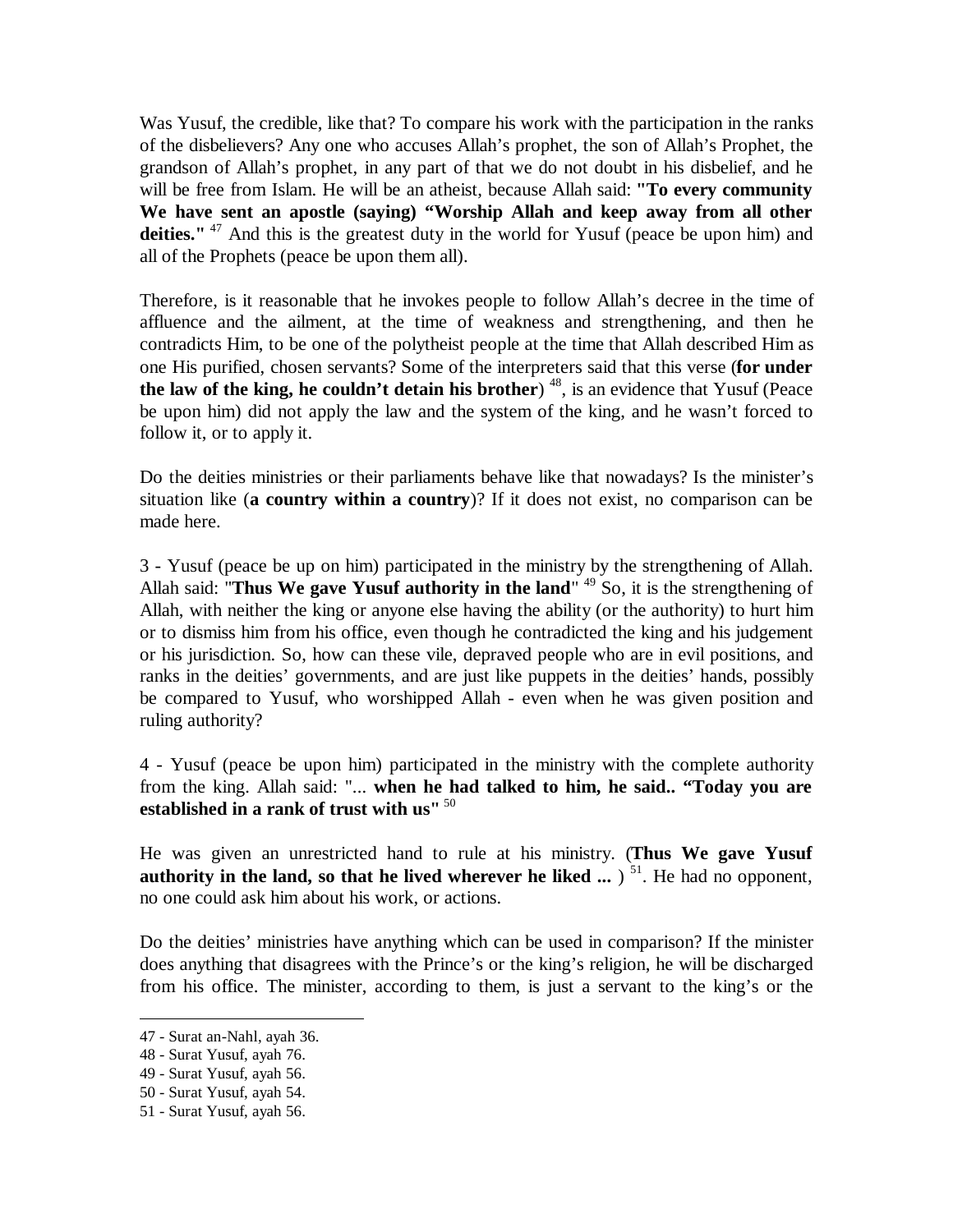Was Yusuf, the credible, like that? To compare his work with the participation in the ranks of the disbelievers? Any one who accuses Allah's prophet, the son of Allah's Prophet, the grandson of Allah's prophet, in any part of that we do not doubt in his disbelief, and he will be free from Islam. He will be an atheist, because Allah said: **"To every community We have sent an apostle (saying) "Worship Allah and keep away from all other deities."** [47] And this is the greatest duty in the world for Yusuf (peace be upon him) and all of the Prophets (peace be upon them all).

Therefore, is it reasonable that he invokes people to follow Allah's decree in the time of affluence and the ailment, at the time of weakness and strengthening, and then he contradicts Him, to be one of the polytheist people at the time that Allah described Him as one His purified, chosen servants? Some of the interpreters said that this verse (**for under the law of the king, he couldn't detain his brother**) [48], is an evidence that Yusuf (Peace be upon him) did not apply the law and the system of the king, and he wasn't forced to follow it, or to apply it.

Do the deities ministries or their parliaments behave like that nowadays? Is the minister's situation like (**a country within a country**)? If it does not exist, no comparison can be made here.

3 - Yusuf (peace be up on him) participated in the ministry by the strengthening of Allah. Allah said: "**Thus We gave Yusuf authority in the land**" [49] So, it is the strengthening of Allah, with neither the king or anyone else having the ability (or the authority) to hurt him or to dismiss him from his office, even though he contradicted the king and his judgement or his jurisdiction. So, how can these vile, depraved people who are in evil positions, and ranks in the deities' governments, and are just like puppets in the deities' hands, possibly be compared to Yusuf, who worshipped Allah - even when he was given position and ruling authority?

4 - Yusuf (peace be upon him) participated in the ministry with the complete authority from the king. Allah said: "... **when he had talked to him, he said.. "Today you are established in a rank of trust with us"** [50]

He was given an unrestricted hand to rule at his ministry. (**Thus We gave Yusuf authority in the land, so that he lived wherever he liked ...** ) [51]. He had no opponent, no one could ask him about his work, or actions.

Do the deities' ministries have anything which can be used in comparison? If the minister does anything that disagrees with the Prince's or the king's religion, he will be discharged from his office. The minister, according to them, is just a servant to the king's or the

---

47 - Surat an-Nahl, ayah 36.
48 - Surat Yusuf, ayah 76.
49 - Surat Yusuf, ayah 56.
50 - Surat Yusuf, ayah 54.
51 - Surat Yusuf, ayah 56.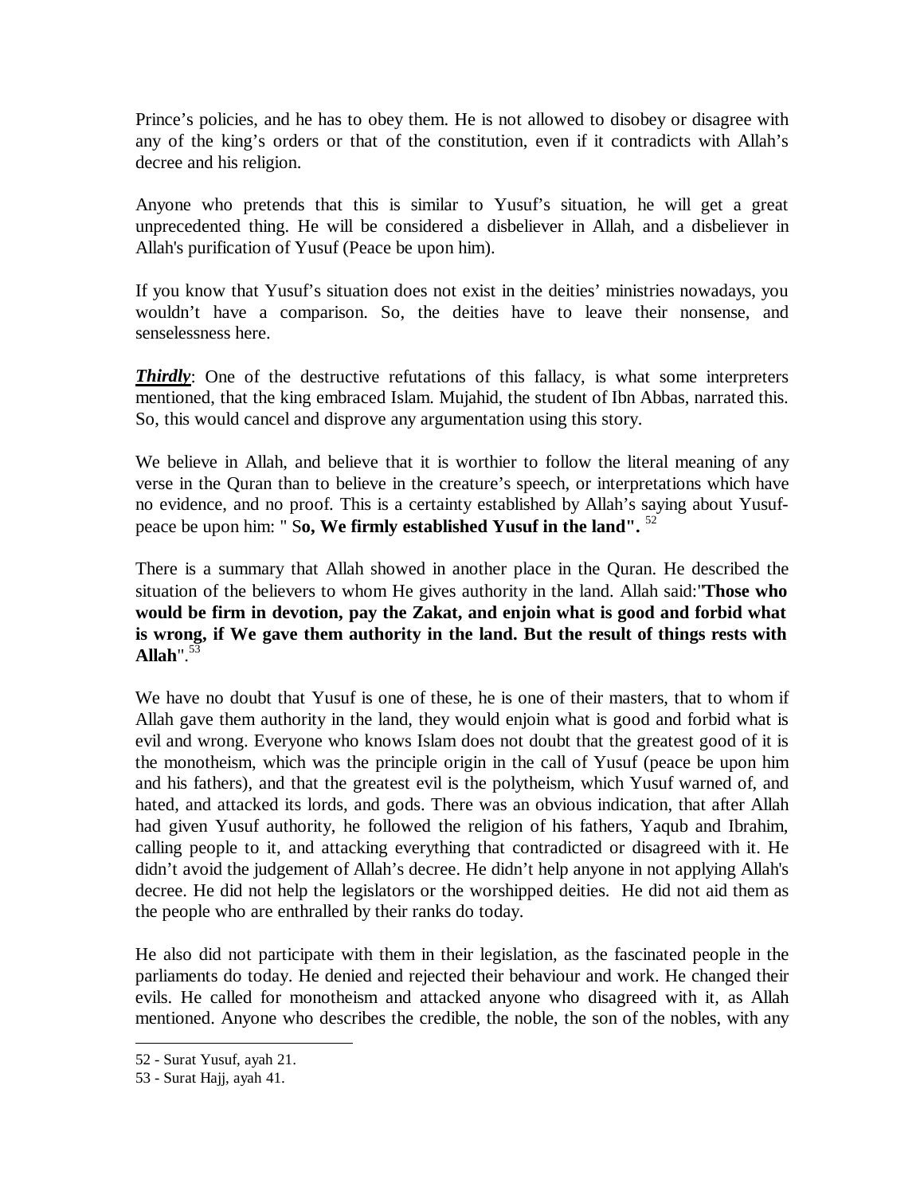Prince's policies, and he has to obey them. He is not allowed to disobey or disagree with any of the king's orders or that of the constitution, even if it contradicts with Allah's decree and his religion.

Anyone who pretends that this is similar to Yusuf's situation, he will get a great unprecedented thing. He will be considered a disbeliever in Allah, and a disbeliever in Allah's purification of Yusuf (Peace be upon him).

If you know that Yusuf's situation does not exist in the deities' ministries nowadays, you wouldn't have a comparison. So, the deities have to leave their nonsense, and senselessness here.

***Thirdly***: One of the destructive refutations of this fallacy, is what some interpreters mentioned, that the king embraced Islam. Mujahid, the student of Ibn Abbas, narrated this. So, this would cancel and disprove any argumentation using this story.

We believe in Allah, and believe that it is worthier to follow the literal meaning of any verse in the Quran than to believe in the creature's speech, or interpretations which have no evidence, and no proof. This is a certainty established by Allah's saying about Yusuf- peace be upon him: " S**o, We firmly established Yusuf in the land".** [52]

There is a summary that Allah showed in another place in the Quran. He described the situation of the believers to whom He gives authority in the land. Allah said:"**Those who would be firm in devotion, pay the Zakat, and enjoin what is good and forbid what is wrong, if We gave them authority in the land. But the result of things rests with Allah**".[53]

We have no doubt that Yusuf is one of these, he is one of their masters, that to whom if Allah gave them authority in the land, they would enjoin what is good and forbid what is evil and wrong. Everyone who knows Islam does not doubt that the greatest good of it is the monotheism, which was the principle origin in the call of Yusuf (peace be upon him and his fathers), and that the greatest evil is the polytheism, which Yusuf warned of, and hated, and attacked its lords, and gods. There was an obvious indication, that after Allah had given Yusuf authority, he followed the religion of his fathers, Yaqub and Ibrahim, calling people to it, and attacking everything that contradicted or disagreed with it. He didn't avoid the judgement of Allah's decree. He didn't help anyone in not applying Allah's decree. He did not help the legislators or the worshipped deities. He did not aid them as the people who are enthralled by their ranks do today.

He also did not participate with them in their legislation, as the fascinated people in the parliaments do today. He denied and rejected their behaviour and work. He changed their evils. He called for monotheism and attacked anyone who disagreed with it, as Allah mentioned. Anyone who describes the credible, the noble, the son of the nobles, with any

---

52 - Surat Yusuf, ayah 21.

53 - Surat Hajj, ayah 41.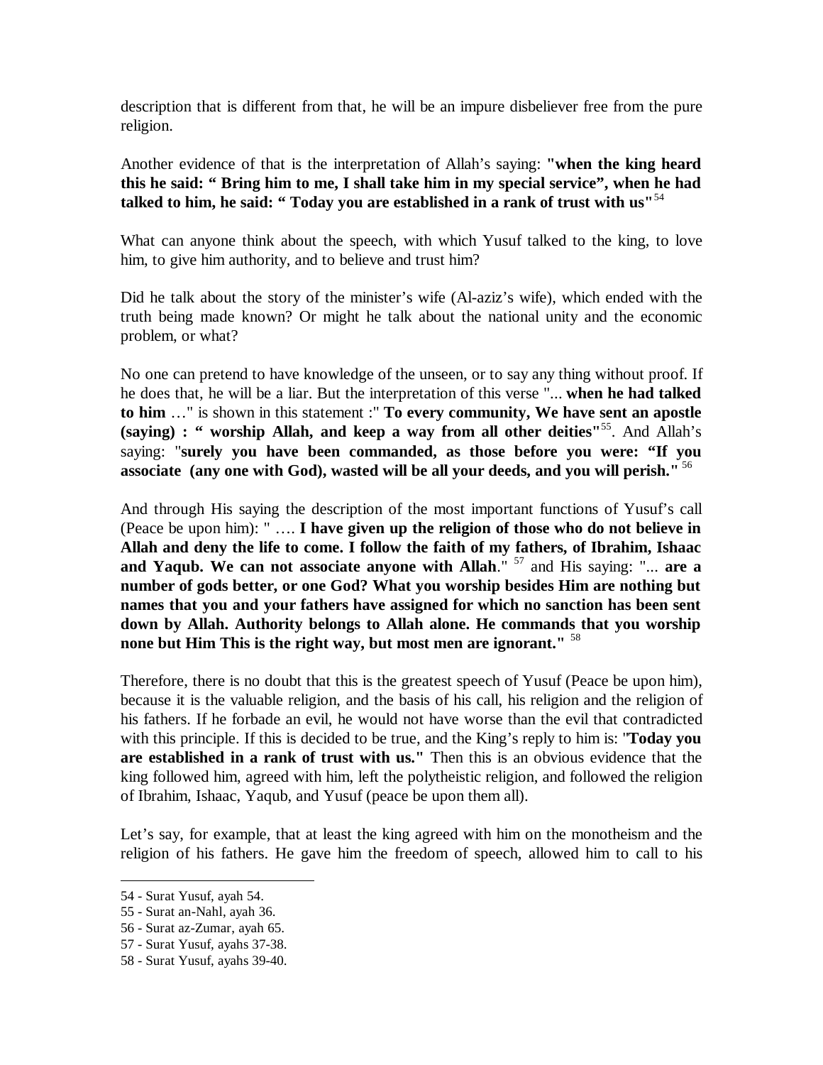description that is different from that, he will be an impure disbeliever free from the pure religion.

Another evidence of that is the interpretation of Allah's saying: **"when the king heard this he said: " Bring him to me, I shall take him in my special service", when he had talked to him, he said: " Today you are established in a rank of trust with us"** [54]

What can anyone think about the speech, with which Yusuf talked to the king, to love him, to give him authority, and to believe and trust him?

Did he talk about the story of the minister's wife (Al-aziz's wife), which ended with the truth being made known? Or might he talk about the national unity and the economic problem, or what?

No one can pretend to have knowledge of the unseen, or to say any thing without proof. If he does that, he will be a liar. But the interpretation of this verse "... **when he had talked to him** …" is shown in this statement :" **To every community, We have sent an apostle (saying) : " worship Allah, and keep a way from all other deities"** [55]. And Allah's saying: "**surely you have been commanded, as those before you were: "If you associate (any one with God), wasted will be all your deeds, and you will perish."** [56]

And through His saying the description of the most important functions of Yusuf's call (Peace be upon him): " …. **I have given up the religion of those who do not believe in Allah and deny the life to come. I follow the faith of my fathers, of Ibrahim, Ishaac and Yaqub. We can not associate anyone with Allah**." [57] and His saying: "... **are a number of gods better, or one God? What you worship besides Him are nothing but names that you and your fathers have assigned for which no sanction has been sent down by Allah. Authority belongs to Allah alone. He commands that you worship none but Him This is the right way, but most men are ignorant."** [58]

Therefore, there is no doubt that this is the greatest speech of Yusuf (Peace be upon him), because it is the valuable religion, and the basis of his call, his religion and the religion of his fathers. If he forbade an evil, he would not have worse than the evil that contradicted with this principle. If this is decided to be true, and the King's reply to him is: "**Today you are established in a rank of trust with us."** Then this is an obvious evidence that the king followed him, agreed with him, left the polytheistic religion, and followed the religion of Ibrahim, Ishaac, Yaqub, and Yusuf (peace be upon them all).

Let's say, for example, that at least the king agreed with him on the monotheism and the religion of his fathers. He gave him the freedom of speech, allowed him to call to his

---

54 - Surat Yusuf, ayah 54.

55 - Surat an-Nahl, ayah 36.

56 - Surat az-Zumar, ayah 65.

57 - Surat Yusuf, ayahs 37-38.

58 - Surat Yusuf, ayahs 39-40.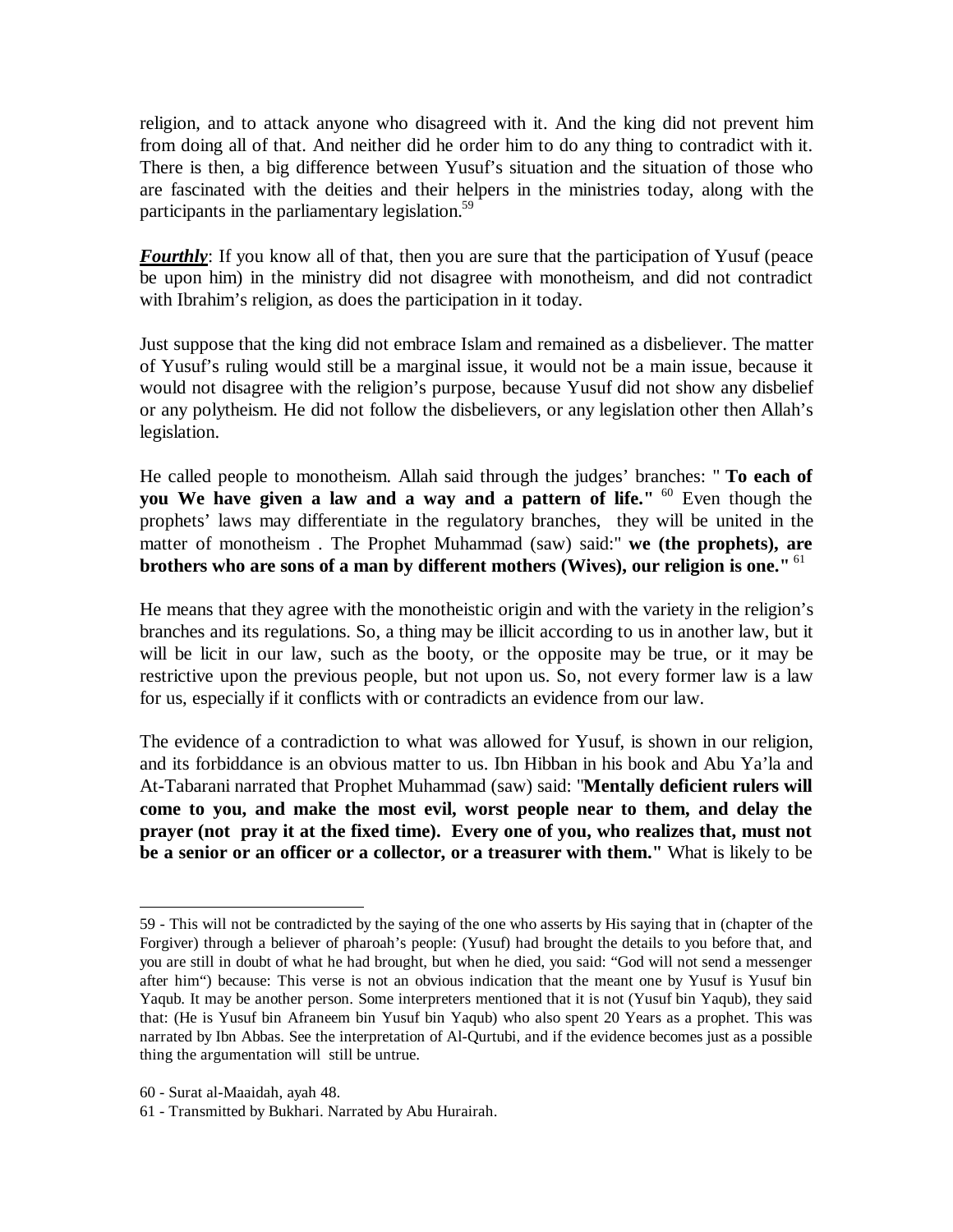religion, and to attack anyone who disagreed with it. And the king did not prevent him from doing all of that. And neither did he order him to do any thing to contradict with it. There is then, a big difference between Yusuf's situation and the situation of those who are fascinated with the deities and their helpers in the ministries today, along with the participants in the parliamentary legislation.[59]

***Fourthly***: If you know all of that, then you are sure that the participation of Yusuf (peace be upon him) in the ministry did not disagree with monotheism, and did not contradict with Ibrahim's religion, as does the participation in it today.

Just suppose that the king did not embrace Islam and remained as a disbeliever. The matter of Yusuf's ruling would still be a marginal issue, it would not be a main issue, because it would not disagree with the religion's purpose, because Yusuf did not show any disbelief or any polytheism. He did not follow the disbelievers, or any legislation other then Allah's legislation.

He called people to monotheism. Allah said through the judges' branches: " **To each of you We have given a law and a way and a pattern of life."** [60] Even though the prophets' laws may differentiate in the regulatory branches, they will be united in the matter of monotheism . The Prophet Muhammad (saw) said:" **we (the prophets), are brothers who are sons of a man by different mothers (Wives), our religion is one."** [61]

He means that they agree with the monotheistic origin and with the variety in the religion's branches and its regulations. So, a thing may be illicit according to us in another law, but it will be licit in our law, such as the booty, or the opposite may be true, or it may be restrictive upon the previous people, but not upon us. So, not every former law is a law for us, especially if it conflicts with or contradicts an evidence from our law.

The evidence of a contradiction to what was allowed for Yusuf, is shown in our religion, and its forbiddance is an obvious matter to us. Ibn Hibban in his book and Abu Ya'la and At-Tabarani narrated that Prophet Muhammad (saw) said: "**Mentally deficient rulers will come to you, and make the most evil, worst people near to them, and delay the prayer (not pray it at the fixed time). Every one of you, who realizes that, must not be a senior or an officer or a collector, or a treasurer with them."** What is likely to be

---

59 - This will not be contradicted by the saying of the one who asserts by His saying that in (chapter of the Forgiver) through a believer of pharoah's people: (Yusuf) had brought the details to you before that, and you are still in doubt of what he had brought, but when he died, you said: "God will not send a messenger after him") because: This verse is not an obvious indication that the meant one by Yusuf is Yusuf bin Yaqub. It may be another person. Some interpreters mentioned that it is not (Yusuf bin Yaqub), they said that: (He is Yusuf bin Afraneem bin Yusuf bin Yaqub) who also spent 20 Years as a prophet. This was narrated by Ibn Abbas. See the interpretation of Al-Qurtubi, and if the evidence becomes just as a possible thing the argumentation will still be untrue.

60 - Surat al-Maaidah, ayah 48.

61 - Transmitted by Bukhari. Narrated by Abu Hurairah.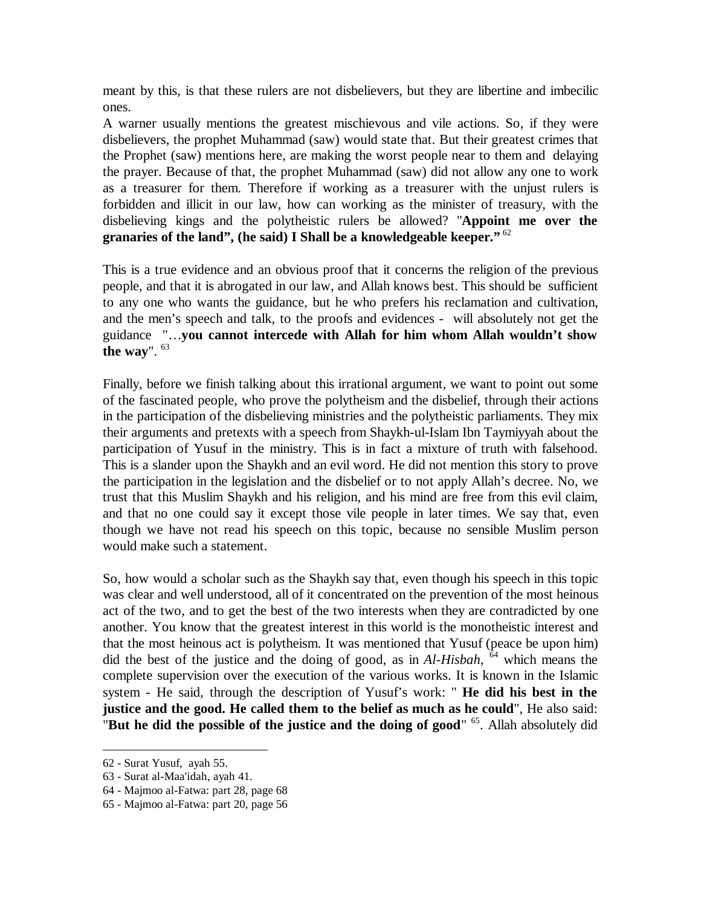meant by this, is that these rulers are not disbelievers, but they are libertine and imbecilic ones.

A warner usually mentions the greatest mischievous and vile actions. So, if they were disbelievers, the prophet Muhammad (saw) would state that. But their greatest crimes that the Prophet (saw) mentions here, are making the worst people near to them and delaying the prayer. Because of that, the prophet Muhammad (saw) did not allow any one to work as a treasurer for them. Therefore if working as a treasurer with the unjust rulers is forbidden and illicit in our law, how can working as the minister of treasury, with the disbelieving kings and the polytheistic rulers be allowed? "**Appoint me over the granaries of the land", (he said) I Shall be a knowledgeable keeper."** [62]

This is a true evidence and an obvious proof that it concerns the religion of the previous people, and that it is abrogated in our law, and Allah knows best. This should be sufficient to any one who wants the guidance, but he who prefers his reclamation and cultivation, and the men's speech and talk, to the proofs and evidences - will absolutely not get the guidance "…**you cannot intercede with Allah for him whom Allah wouldn't show the way**". [63]

Finally, before we finish talking about this irrational argument, we want to point out some of the fascinated people, who prove the polytheism and the disbelief, through their actions in the participation of the disbelieving ministries and the polytheistic parliaments. They mix their arguments and pretexts with a speech from Shaykh-ul-Islam Ibn Taymiyyah about the participation of Yusuf in the ministry. This is in fact a mixture of truth with falsehood. This is a slander upon the Shaykh and an evil word. He did not mention this story to prove the participation in the legislation and the disbelief or to not apply Allah's decree. No, we trust that this Muslim Shaykh and his religion, and his mind are free from this evil claim, and that no one could say it except those vile people in later times. We say that, even though we have not read his speech on this topic, because no sensible Muslim person would make such a statement.

So, how would a scholar such as the Shaykh say that, even though his speech in this topic was clear and well understood, all of it concentrated on the prevention of the most heinous act of the two, and to get the best of the two interests when they are contradicted by one another. You know that the greatest interest in this world is the monotheistic interest and that the most heinous act is polytheism. It was mentioned that Yusuf (peace be upon him) did the best of the justice and the doing of good, as in *Al-Hisbah*, [64] which means the complete supervision over the execution of the various works. It is known in the Islamic system - He said, through the description of Yusuf's work: " **He did his best in the justice and the good. He called them to the belief as much as he could**", He also said: "**But he did the possible of the justice and the doing of good**" [65]. Allah absolutely did

---

62 - Surat Yusuf, ayah 55.

63 - Surat al-Maa'idah, ayah 41.

64 - Majmoo al-Fatwa: part 28, page 68

65 - Majmoo al-Fatwa: part 20, page 56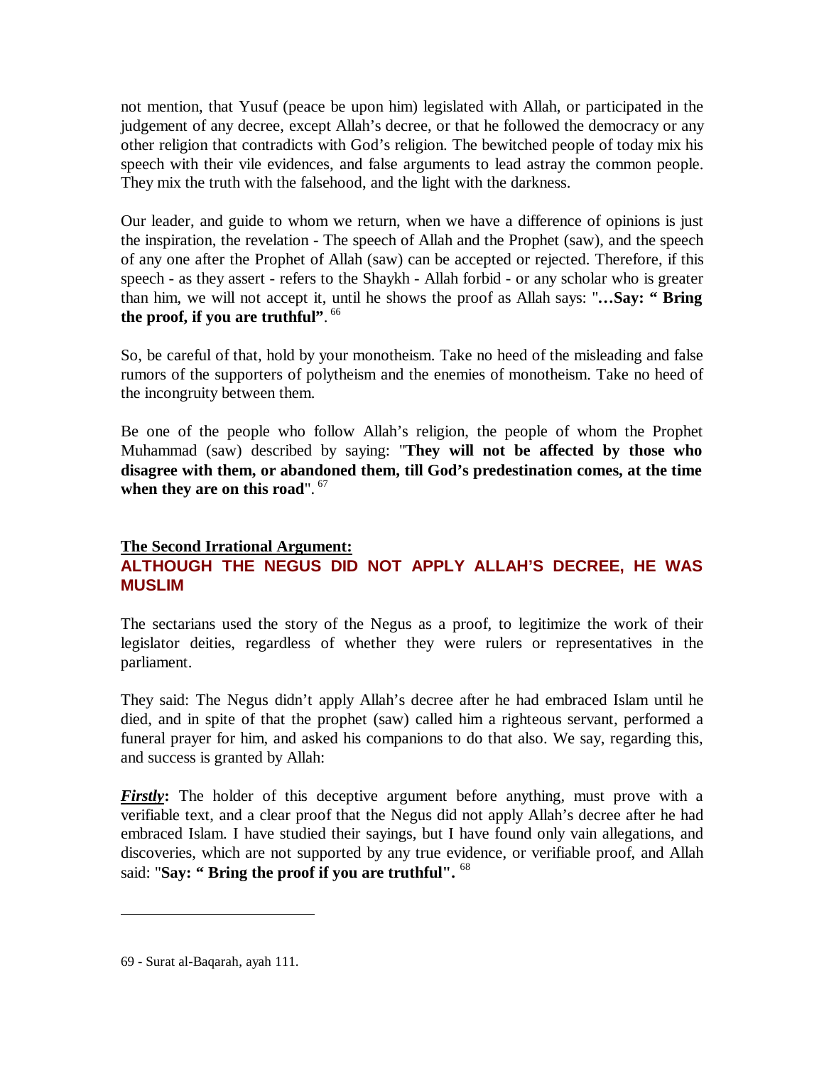not mention, that Yusuf (peace be upon him) legislated with Allah, or participated in the judgement of any decree, except Allah's decree, or that he followed the democracy or any other religion that contradicts with God's religion. The bewitched people of today mix his speech with their vile evidences, and false arguments to lead astray the common people. They mix the truth with the falsehood, and the light with the darkness.

Our leader, and guide to whom we return, when we have a difference of opinions is just the inspiration, the revelation - The speech of Allah and the Prophet (saw), and the speech of any one after the Prophet of Allah (saw) can be accepted or rejected. Therefore, if this speech - as they assert - refers to the Shaykh - Allah forbid - or any scholar who is greater than him, we will not accept it, until he shows the proof as Allah says: "**…Say: " Bring the proof, if you are truthful"**. [66]

So, be careful of that, hold by your monotheism. Take no heed of the misleading and false rumors of the supporters of polytheism and the enemies of monotheism. Take no heed of the incongruity between them.

Be one of the people who follow Allah's religion, the people of whom the Prophet Muhammad (saw) described by saying: "**They will not be affected by those who disagree with them, or abandoned them, till God's predestination comes, at the time when they are on this road**". [67]

**<u>The Second Irrational Argument:</u>**

## ALTHOUGH THE NEGUS DID NOT APPLY ALLAH'S DECREE, HE WAS MUSLIM

The sectarians used the story of the Negus as a proof, to legitimize the work of their legislator deities, regardless of whether they were rulers or representatives in the parliament.

They said: The Negus didn't apply Allah's decree after he had embraced Islam until he died, and in spite of that the prophet (saw) called him a righteous servant, performed a funeral prayer for him, and asked his companions to do that also. We say, regarding this, and success is granted by Allah:

***<u>Firstly</u>*:** The holder of this deceptive argument before anything, must prove with a verifiable text, and a clear proof that the Negus did not apply Allah's decree after he had embraced Islam. I have studied their sayings, but I have found only vain allegations, and discoveries, which are not supported by any true evidence, or verifiable proof, and Allah said: "**Say: " Bring the proof if you are truthful".** [68]

---

69 - Surat al-Baqarah, ayah 111.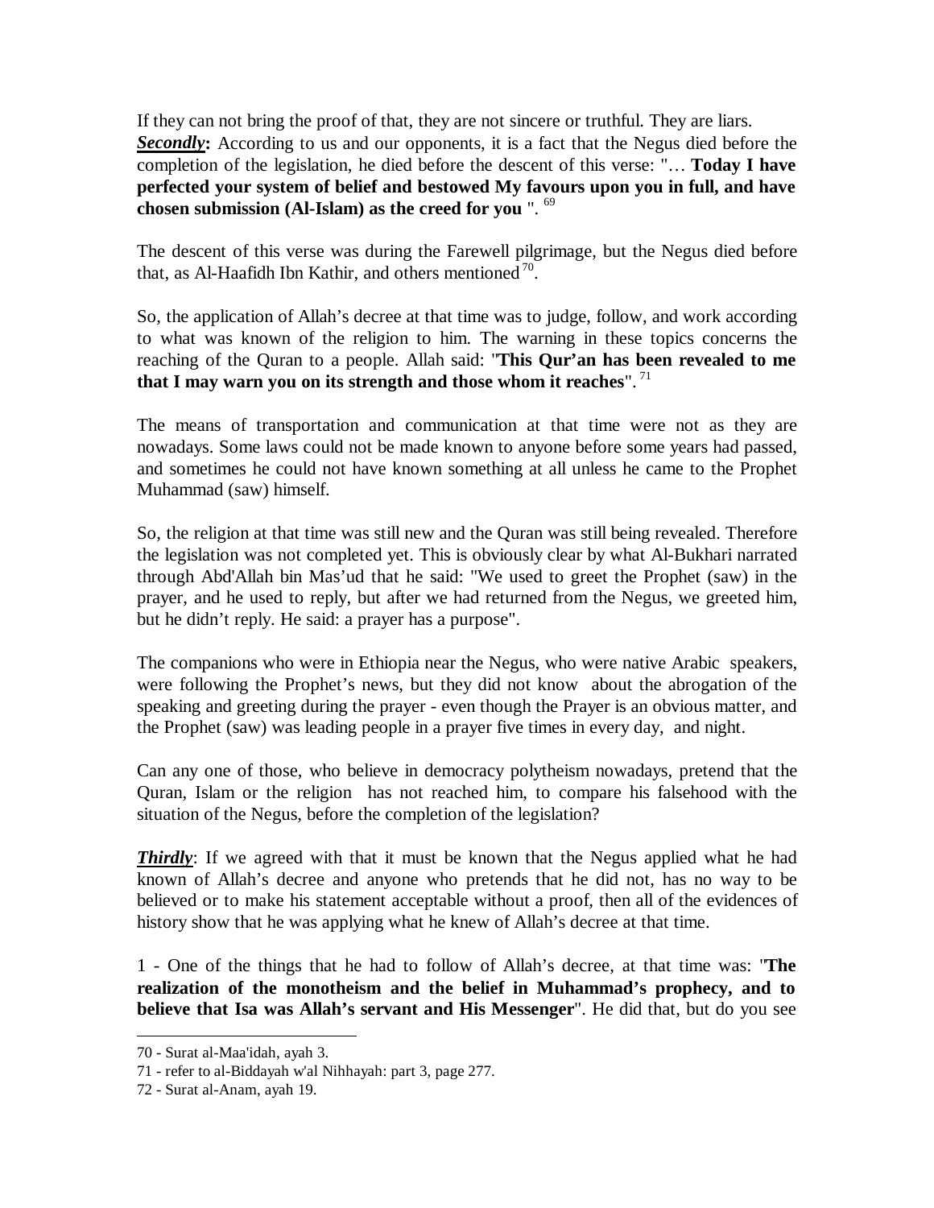If they can not bring the proof of that, they are not sincere or truthful. They are liars.
***Secondly*:** According to us and our opponents, it is a fact that the Negus died before the completion of the legislation, he died before the descent of this verse: "… **Today I have perfected your system of belief and bestowed My favours upon you in full, and have chosen submission (Al-Islam) as the creed for you** ". [69]

The descent of this verse was during the Farewell pilgrimage, but the Negus died before that, as Al-Haafidh Ibn Kathir, and others mentioned [70].

So, the application of Allah's decree at that time was to judge, follow, and work according to what was known of the religion to him. The warning in these topics concerns the reaching of the Quran to a people. Allah said: "**This Qur'an has been revealed to me that I may warn you on its strength and those whom it reaches**". [71]

The means of transportation and communication at that time were not as they are nowadays. Some laws could not be made known to anyone before some years had passed, and sometimes he could not have known something at all unless he came to the Prophet Muhammad (saw) himself.

So, the religion at that time was still new and the Quran was still being revealed. Therefore the legislation was not completed yet. This is obviously clear by what Al-Bukhari narrated through Abd'Allah bin Mas'ud that he said: "We used to greet the Prophet (saw) in the prayer, and he used to reply, but after we had returned from the Negus, we greeted him, but he didn't reply. He said: a prayer has a purpose".

The companions who were in Ethiopia near the Negus, who were native Arabic speakers, were following the Prophet's news, but they did not know about the abrogation of the speaking and greeting during the prayer - even though the Prayer is an obvious matter, and the Prophet (saw) was leading people in a prayer five times in every day, and night.

Can any one of those, who believe in democracy polytheism nowadays, pretend that the Quran, Islam or the religion has not reached him, to compare his falsehood with the situation of the Negus, before the completion of the legislation?

***Thirdly***: If we agreed with that it must be known that the Negus applied what he had known of Allah's decree and anyone who pretends that he did not, has no way to be believed or to make his statement acceptable without a proof, then all of the evidences of history show that he was applying what he knew of Allah's decree at that time.

1 - One of the things that he had to follow of Allah's decree, at that time was: "**The realization of the monotheism and the belief in Muhammad's prophecy, and to believe that Isa was Allah's servant and His Messenger**". He did that, but do you see

---

70 - Surat al-Maa'idah, ayah 3.

71 - refer to al-Biddayah w'al Nihhayah: part 3, page 277.

72 - Surat al-Anam, ayah 19.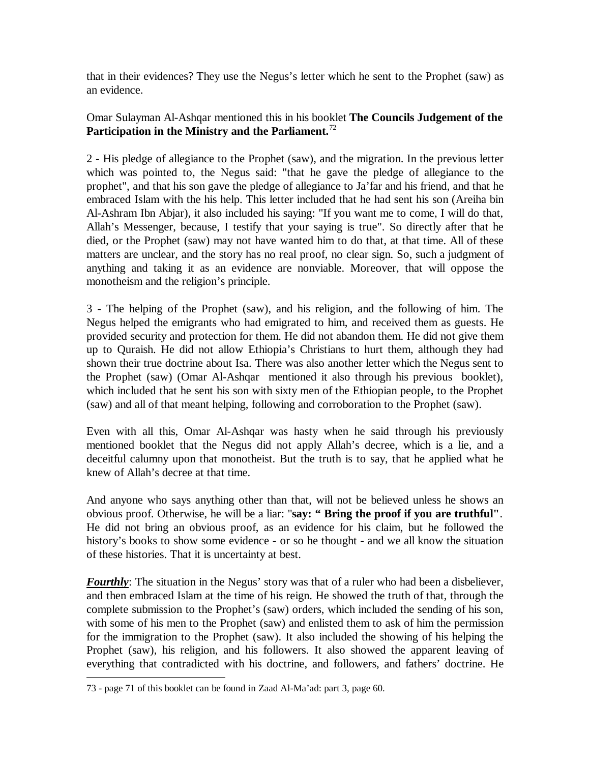that in their evidences? They use the Negus's letter which he sent to the Prophet (saw) as an evidence.

Omar Sulayman Al-Ashqar mentioned this in his booklet **The Councils Judgement of the Participation in the Ministry and the Parliament.**[72]

2 - His pledge of allegiance to the Prophet (saw), and the migration. In the previous letter which was pointed to, the Negus said: "that he gave the pledge of allegiance to the prophet", and that his son gave the pledge of allegiance to Ja'far and his friend, and that he embraced Islam with the his help. This letter included that he had sent his son (Areiha bin Al-Ashram Ibn Abjar), it also included his saying: "If you want me to come, I will do that, Allah's Messenger, because, I testify that your saying is true". So directly after that he died, or the Prophet (saw) may not have wanted him to do that, at that time. All of these matters are unclear, and the story has no real proof, no clear sign. So, such a judgment of anything and taking it as an evidence are nonviable. Moreover, that will oppose the monotheism and the religion's principle.

3 - The helping of the Prophet (saw), and his religion, and the following of him. The Negus helped the emigrants who had emigrated to him, and received them as guests. He provided security and protection for them. He did not abandon them. He did not give them up to Quraish. He did not allow Ethiopia's Christians to hurt them, although they had shown their true doctrine about Isa. There was also another letter which the Negus sent to the Prophet (saw) (Omar Al-Ashqar mentioned it also through his previous booklet), which included that he sent his son with sixty men of the Ethiopian people, to the Prophet (saw) and all of that meant helping, following and corroboration to the Prophet (saw).

Even with all this, Omar Al-Ashqar was hasty when he said through his previously mentioned booklet that the Negus did not apply Allah's decree, which is a lie, and a deceitful calumny upon that monotheist. But the truth is to say, that he applied what he knew of Allah's decree at that time.

And anyone who says anything other than that, will not be believed unless he shows an obvious proof. Otherwise, he will be a liar: "**say: " Bring the proof if you are truthful"**. He did not bring an obvious proof, as an evidence for his claim, but he followed the history's books to show some evidence - or so he thought - and we all know the situation of these histories. That it is uncertainty at best.

***Fourthly***: The situation in the Negus' story was that of a ruler who had been a disbeliever, and then embraced Islam at the time of his reign. He showed the truth of that, through the complete submission to the Prophet's (saw) orders, which included the sending of his son, with some of his men to the Prophet (saw) and enlisted them to ask of him the permission for the immigration to the Prophet (saw). It also included the showing of his helping the Prophet (saw), his religion, and his followers. It also showed the apparent leaving of everything that contradicted with his doctrine, and followers, and fathers' doctrine. He

---

73 - page 71 of this booklet can be found in Zaad Al-Ma'ad: part 3, page 60.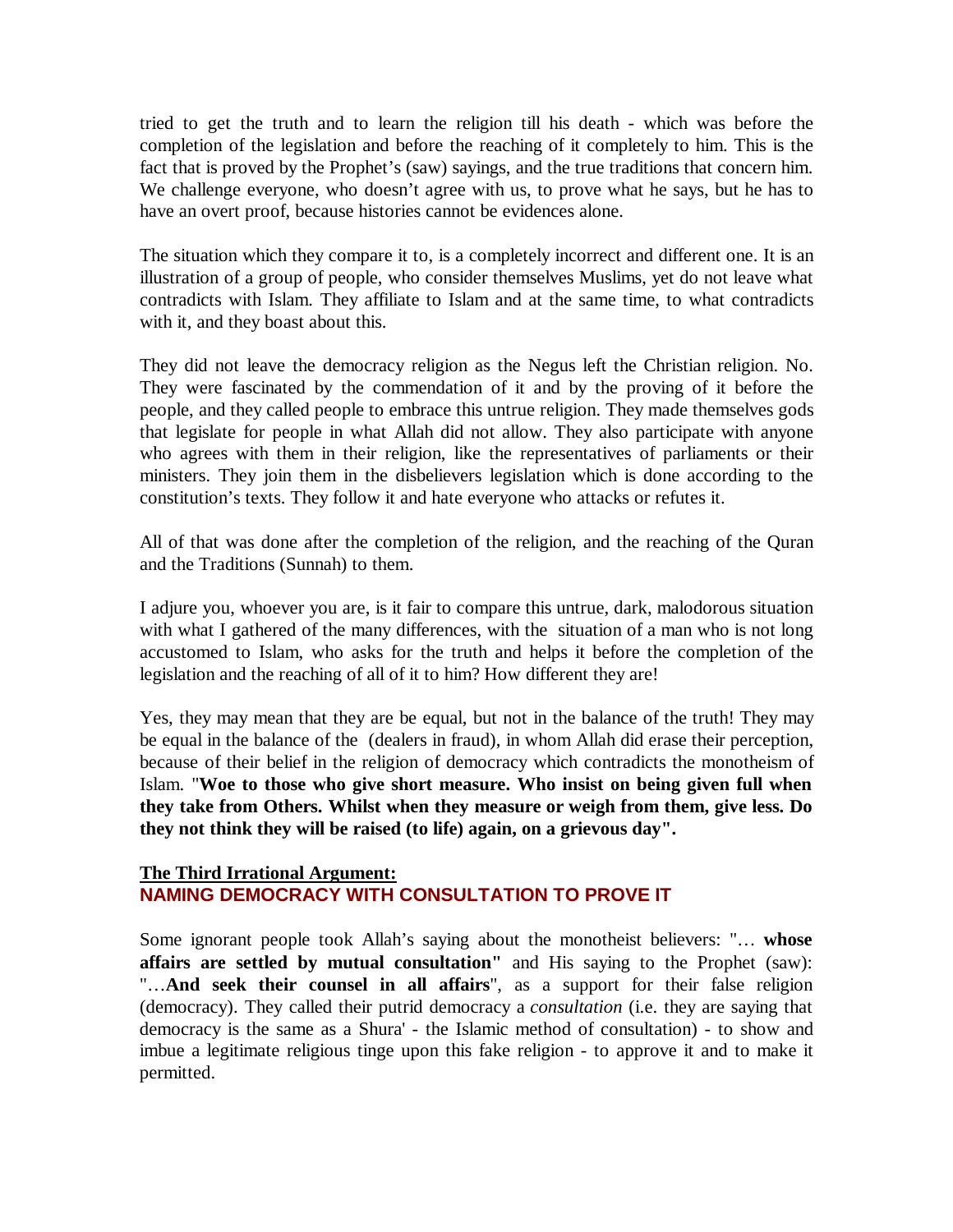tried to get the truth and to learn the religion till his death - which was before the completion of the legislation and before the reaching of it completely to him. This is the fact that is proved by the Prophet's (saw) sayings, and the true traditions that concern him. We challenge everyone, who doesn't agree with us, to prove what he says, but he has to have an overt proof, because histories cannot be evidences alone.

The situation which they compare it to, is a completely incorrect and different one. It is an illustration of a group of people, who consider themselves Muslims, yet do not leave what contradicts with Islam. They affiliate to Islam and at the same time, to what contradicts with it, and they boast about this.

They did not leave the democracy religion as the Negus left the Christian religion. No. They were fascinated by the commendation of it and by the proving of it before the people, and they called people to embrace this untrue religion. They made themselves gods that legislate for people in what Allah did not allow. They also participate with anyone who agrees with them in their religion, like the representatives of parliaments or their ministers. They join them in the disbelievers legislation which is done according to the constitution's texts. They follow it and hate everyone who attacks or refutes it.

All of that was done after the completion of the religion, and the reaching of the Quran and the Traditions (Sunnah) to them.

I adjure you, whoever you are, is it fair to compare this untrue, dark, malodorous situation with what I gathered of the many differences, with the situation of a man who is not long accustomed to Islam, who asks for the truth and helps it before the completion of the legislation and the reaching of all of it to him? How different they are!

Yes, they may mean that they are be equal, but not in the balance of the truth! They may be equal in the balance of the (dealers in fraud), in whom Allah did erase their perception, because of their belief in the religion of democracy which contradicts the monotheism of Islam. "**Woe to those who give short measure. Who insist on being given full when they take from Others. Whilst when they measure or weigh from them, give less. Do they not think they will be raised (to life) again, on a grievous day".**

## The Third Irrational Argument:
## NAMING DEMOCRACY WITH CONSULTATION TO PROVE IT

Some ignorant people took Allah's saying about the monotheist believers: "… **whose affairs are settled by mutual consultation"** and His saying to the Prophet (saw): "…**And seek their counsel in all affairs**", as a support for their false religion (democracy). They called their putrid democracy a *consultation* (i.e. they are saying that democracy is the same as a Shura' - the Islamic method of consultation) - to show and imbue a legitimate religious tinge upon this fake religion - to approve it and to make it permitted.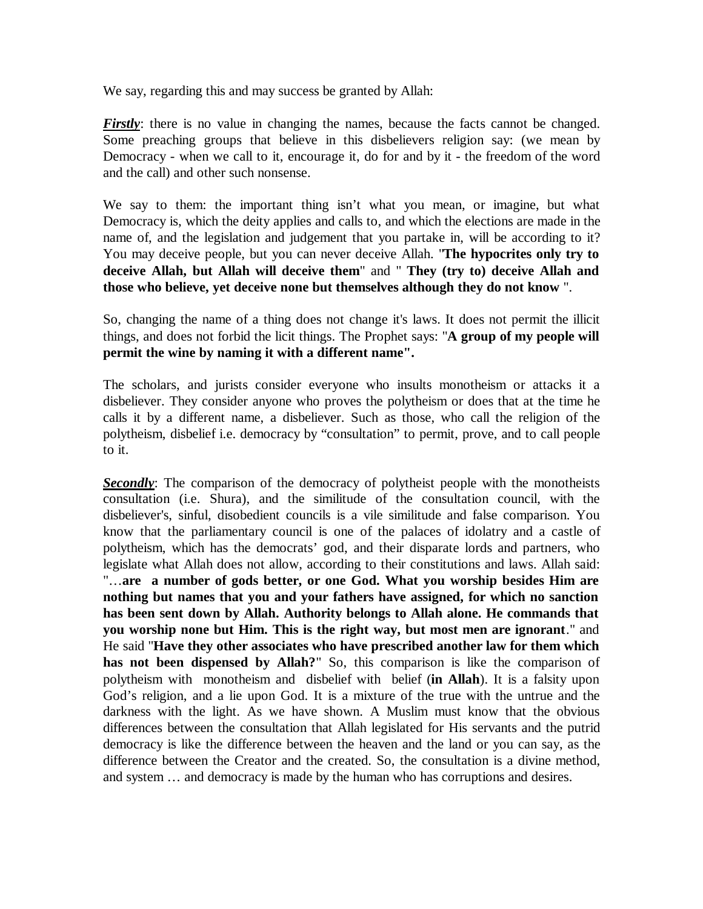We say, regarding this and may success be granted by Allah:

***Firstly***: there is no value in changing the names, because the facts cannot be changed. Some preaching groups that believe in this disbelievers religion say: (we mean by Democracy - when we call to it, encourage it, do for and by it - the freedom of the word and the call) and other such nonsense.

We say to them: the important thing isn't what you mean, or imagine, but what Democracy is, which the deity applies and calls to, and which the elections are made in the name of, and the legislation and judgement that you partake in, will be according to it? You may deceive people, but you can never deceive Allah. "**The hypocrites only try to deceive Allah, but Allah will deceive them**" and " **They (try to) deceive Allah and those who believe, yet deceive none but themselves although they do not know** ".

So, changing the name of a thing does not change it's laws. It does not permit the illicit things, and does not forbid the licit things. The Prophet says: "**A group of my people will permit the wine by naming it with a different name".**

The scholars, and jurists consider everyone who insults monotheism or attacks it a disbeliever. They consider anyone who proves the polytheism or does that at the time he calls it by a different name, a disbeliever. Such as those, who call the religion of the polytheism, disbelief i.e. democracy by "consultation" to permit, prove, and to call people to it.

***Secondly***: The comparison of the democracy of polytheist people with the monotheists consultation (i.e. Shura), and the similitude of the consultation council, with the disbeliever's, sinful, disobedient councils is a vile similitude and false comparison. You know that the parliamentary council is one of the palaces of idolatry and a castle of polytheism, which has the democrats' god, and their disparate lords and partners, who legislate what Allah does not allow, according to their constitutions and laws. Allah said: "…**are a number of gods better, or one God. What you worship besides Him are nothing but names that you and your fathers have assigned, for which no sanction has been sent down by Allah. Authority belongs to Allah alone. He commands that you worship none but Him. This is the right way, but most men are ignorant**." and He said "**Have they other associates who have prescribed another law for them which has not been dispensed by Allah?**" So, this comparison is like the comparison of polytheism with monotheism and disbelief with belief (**in Allah**). It is a falsity upon God's religion, and a lie upon God. It is a mixture of the true with the untrue and the darkness with the light. As we have shown. A Muslim must know that the obvious differences between the consultation that Allah legislated for His servants and the putrid democracy is like the difference between the heaven and the land or you can say, as the difference between the Creator and the created. So, the consultation is a divine method, and system … and democracy is made by the human who has corruptions and desires.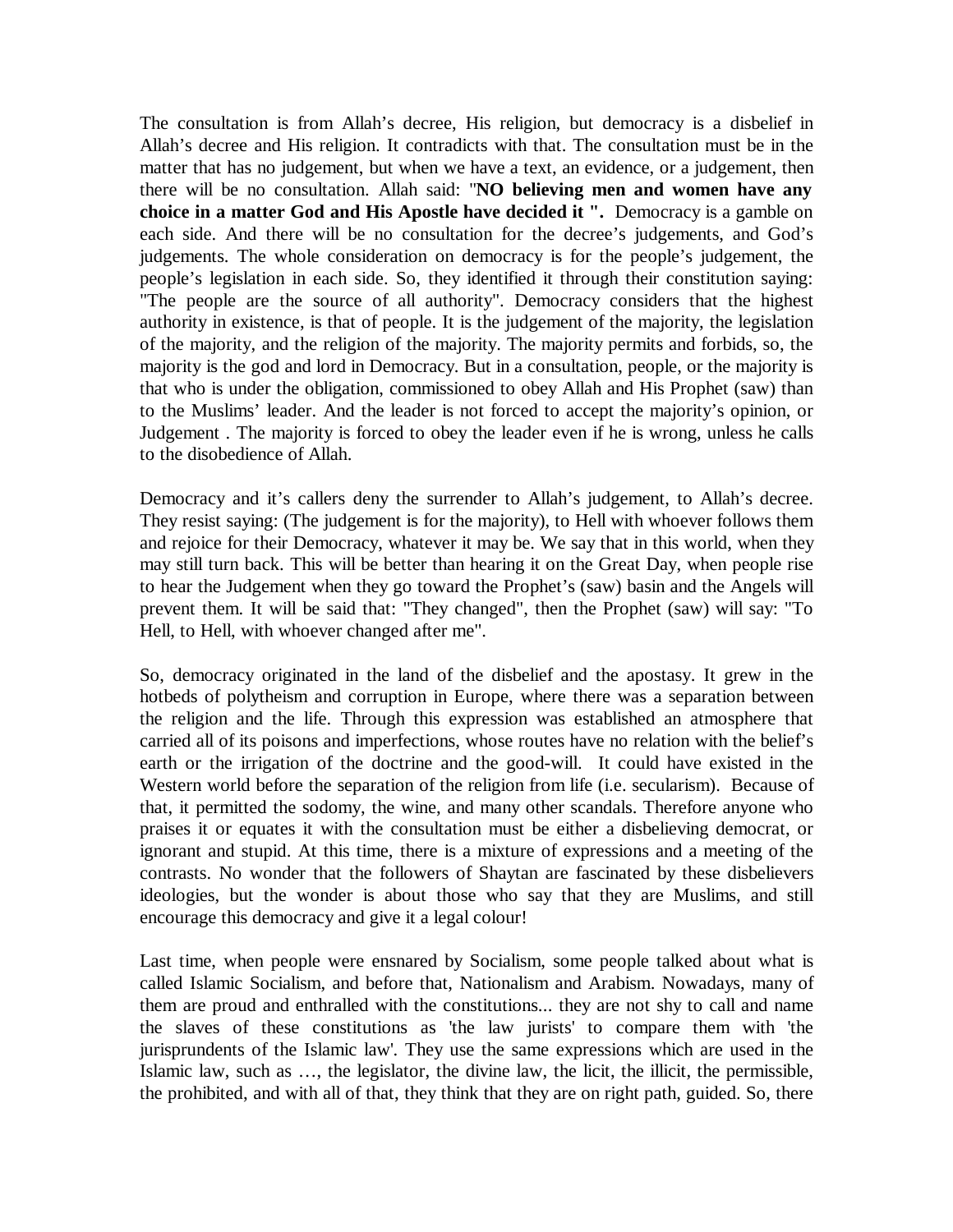The consultation is from Allah's decree, His religion, but democracy is a disbelief in Allah's decree and His religion. It contradicts with that. The consultation must be in the matter that has no judgement, but when we have a text, an evidence, or a judgement, then there will be no consultation. Allah said: "**NO believing men and women have any choice in a matter God and His Apostle have decided it ".** Democracy is a gamble on each side. And there will be no consultation for the decree's judgements, and God's judgements. The whole consideration on democracy is for the people's judgement, the people's legislation in each side. So, they identified it through their constitution saying: "The people are the source of all authority". Democracy considers that the highest authority in existence, is that of people. It is the judgement of the majority, the legislation of the majority, and the religion of the majority. The majority permits and forbids, so, the majority is the god and lord in Democracy. But in a consultation, people, or the majority is that who is under the obligation, commissioned to obey Allah and His Prophet (saw) than to the Muslims' leader. And the leader is not forced to accept the majority's opinion, or Judgement . The majority is forced to obey the leader even if he is wrong, unless he calls to the disobedience of Allah.

Democracy and it's callers deny the surrender to Allah's judgement, to Allah's decree. They resist saying: (The judgement is for the majority), to Hell with whoever follows them and rejoice for their Democracy, whatever it may be. We say that in this world, when they may still turn back. This will be better than hearing it on the Great Day, when people rise to hear the Judgement when they go toward the Prophet's (saw) basin and the Angels will prevent them. It will be said that: "They changed", then the Prophet (saw) will say: "To Hell, to Hell, with whoever changed after me".

So, democracy originated in the land of the disbelief and the apostasy. It grew in the hotbeds of polytheism and corruption in Europe, where there was a separation between the religion and the life. Through this expression was established an atmosphere that carried all of its poisons and imperfections, whose routes have no relation with the belief's earth or the irrigation of the doctrine and the good-will. It could have existed in the Western world before the separation of the religion from life (i.e. secularism). Because of that, it permitted the sodomy, the wine, and many other scandals. Therefore anyone who praises it or equates it with the consultation must be either a disbelieving democrat, or ignorant and stupid. At this time, there is a mixture of expressions and a meeting of the contrasts. No wonder that the followers of Shaytan are fascinated by these disbelievers ideologies, but the wonder is about those who say that they are Muslims, and still encourage this democracy and give it a legal colour!

Last time, when people were ensnared by Socialism, some people talked about what is called Islamic Socialism, and before that, Nationalism and Arabism. Nowadays, many of them are proud and enthralled with the constitutions... they are not shy to call and name the slaves of these constitutions as 'the law jurists' to compare them with 'the jurisprundents of the Islamic law'. They use the same expressions which are used in the Islamic law, such as …, the legislator, the divine law, the licit, the illicit, the permissible, the prohibited, and with all of that, they think that they are on right path, guided. So, there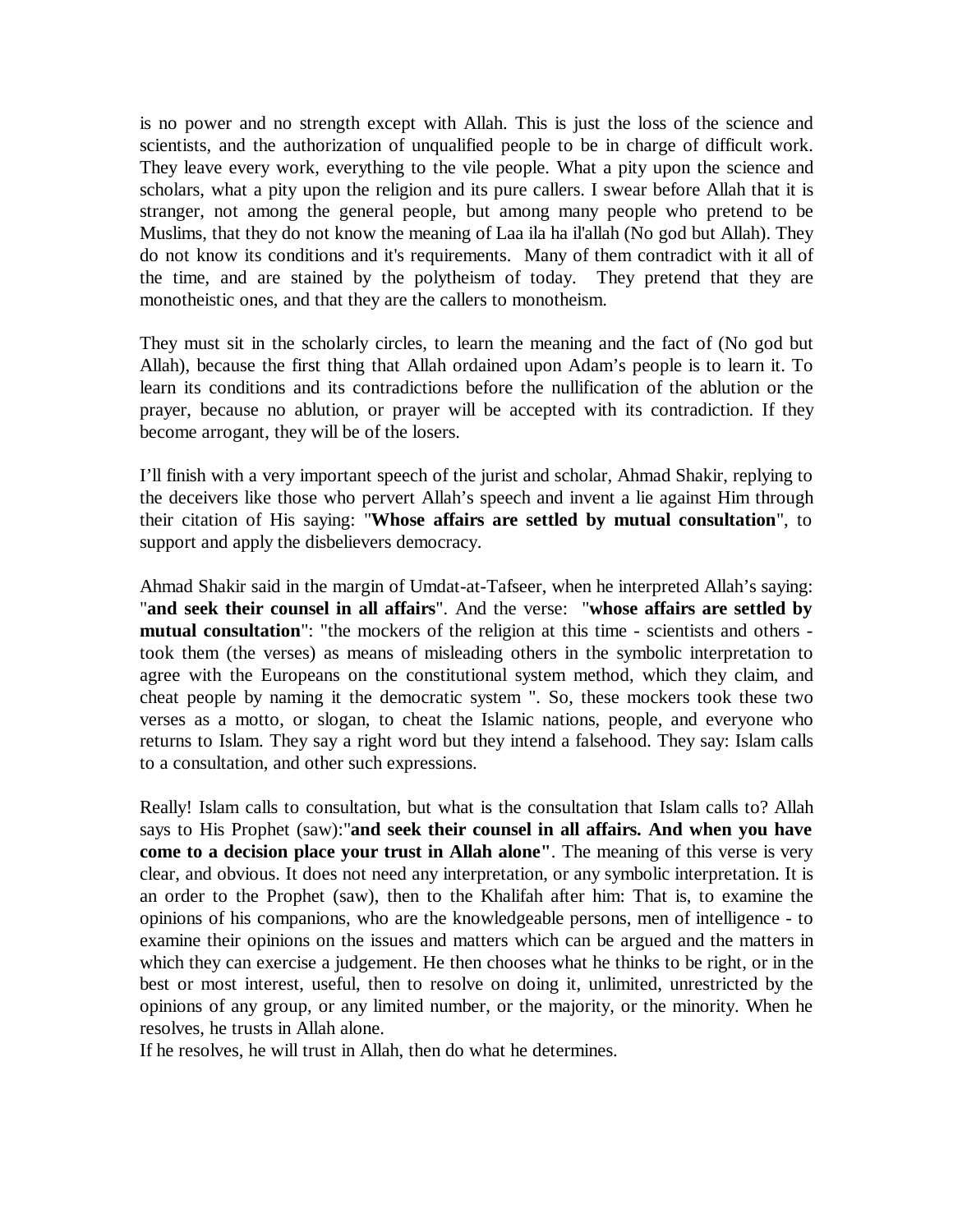is no power and no strength except with Allah. This is just the loss of the science and scientists, and the authorization of unqualified people to be in charge of difficult work. They leave every work, everything to the vile people. What a pity upon the science and scholars, what a pity upon the religion and its pure callers. I swear before Allah that it is stranger, not among the general people, but among many people who pretend to be Muslims, that they do not know the meaning of Laa ila ha il'allah (No god but Allah). They do not know its conditions and it's requirements. Many of them contradict with it all of the time, and are stained by the polytheism of today. They pretend that they are monotheistic ones, and that they are the callers to monotheism.

They must sit in the scholarly circles, to learn the meaning and the fact of (No god but Allah), because the first thing that Allah ordained upon Adam's people is to learn it. To learn its conditions and its contradictions before the nullification of the ablution or the prayer, because no ablution, or prayer will be accepted with its contradiction. If they become arrogant, they will be of the losers.

I'll finish with a very important speech of the jurist and scholar, Ahmad Shakir, replying to the deceivers like those who pervert Allah's speech and invent a lie against Him through their citation of His saying: "**Whose affairs are settled by mutual consultation**", to support and apply the disbelievers democracy.

Ahmad Shakir said in the margin of Umdat-at-Tafseer, when he interpreted Allah's saying: "**and seek their counsel in all affairs**". And the verse: "**whose affairs are settled by mutual consultation**": "the mockers of the religion at this time - scientists and others - took them (the verses) as means of misleading others in the symbolic interpretation to agree with the Europeans on the constitutional system method, which they claim, and cheat people by naming it the democratic system ". So, these mockers took these two verses as a motto, or slogan, to cheat the Islamic nations, people, and everyone who returns to Islam. They say a right word but they intend a falsehood. They say: Islam calls to a consultation, and other such expressions.

Really! Islam calls to consultation, but what is the consultation that Islam calls to? Allah says to His Prophet (saw):"**and seek their counsel in all affairs. And when you have come to a decision place your trust in Allah alone"**. The meaning of this verse is very clear, and obvious. It does not need any interpretation, or any symbolic interpretation. It is an order to the Prophet (saw), then to the Khalifah after him: That is, to examine the opinions of his companions, who are the knowledgeable persons, men of intelligence - to examine their opinions on the issues and matters which can be argued and the matters in which they can exercise a judgement. He then chooses what he thinks to be right, or in the best or most interest, useful, then to resolve on doing it, unlimited, unrestricted by the opinions of any group, or any limited number, or the majority, or the minority. When he resolves, he trusts in Allah alone.

If he resolves, he will trust in Allah, then do what he determines.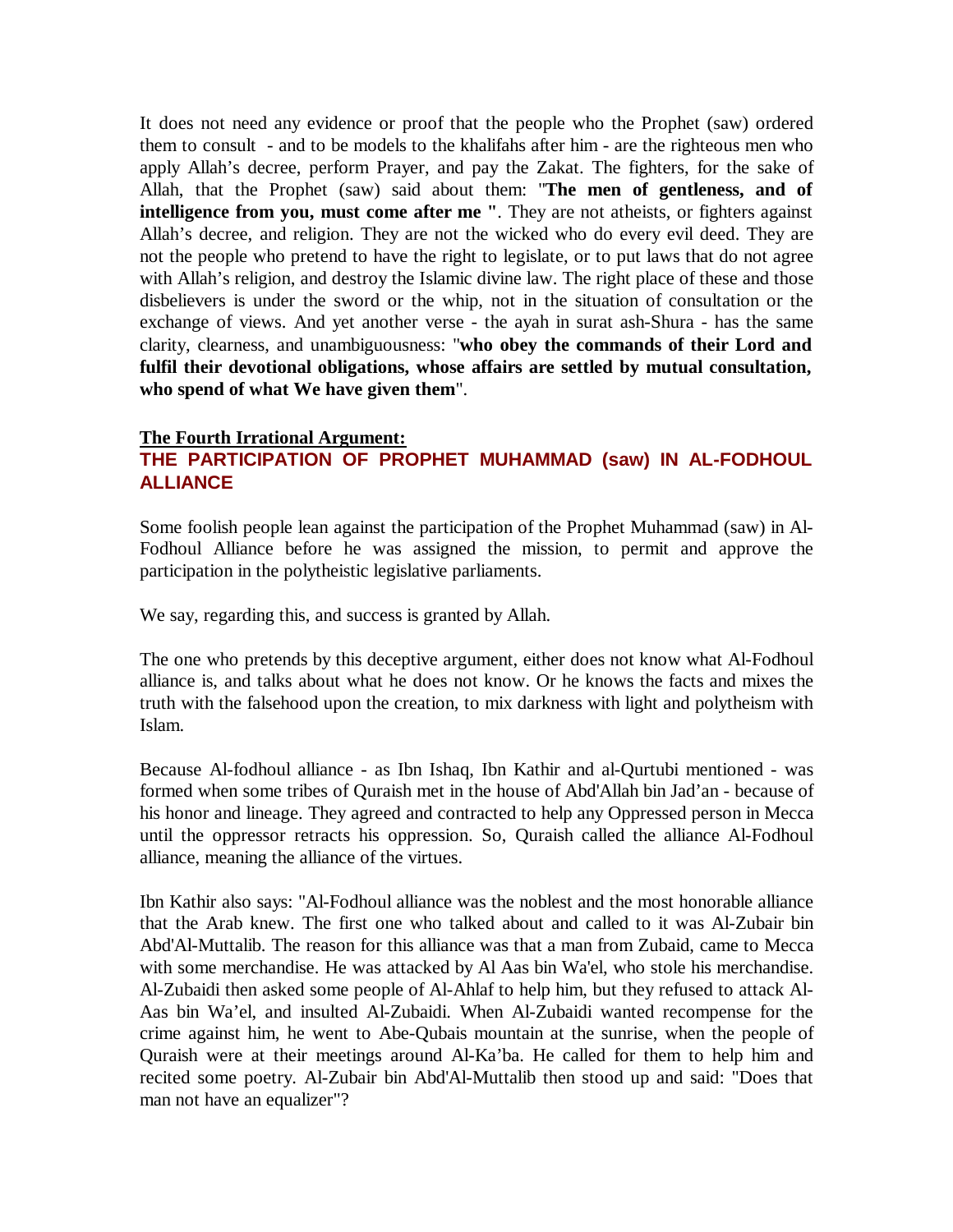It does not need any evidence or proof that the people who the Prophet (saw) ordered them to consult - and to be models to the khalifahs after him - are the righteous men who apply Allah's decree, perform Prayer, and pay the Zakat. The fighters, for the sake of Allah, that the Prophet (saw) said about them: "**The men of gentleness, and of intelligence from you, must come after me "**. They are not atheists, or fighters against Allah's decree, and religion. They are not the wicked who do every evil deed. They are not the people who pretend to have the right to legislate, or to put laws that do not agree with Allah's religion, and destroy the Islamic divine law. The right place of these and those disbelievers is under the sword or the whip, not in the situation of consultation or the exchange of views. And yet another verse - the ayah in surat ash-Shura - has the same clarity, clearness, and unambiguousness: "**who obey the commands of their Lord and fulfil their devotional obligations, whose affairs are settled by mutual consultation, who spend of what We have given them**".

**The Fourth Irrational Argument:**

## THE PARTICIPATION OF PROPHET MUHAMMAD (saw) IN AL-FODHOUL ALLIANCE

Some foolish people lean against the participation of the Prophet Muhammad (saw) in Al-Fodhoul Alliance before he was assigned the mission, to permit and approve the participation in the polytheistic legislative parliaments.

We say, regarding this, and success is granted by Allah.

The one who pretends by this deceptive argument, either does not know what Al-Fodhoul alliance is, and talks about what he does not know. Or he knows the facts and mixes the truth with the falsehood upon the creation, to mix darkness with light and polytheism with Islam.

Because Al-fodhoul alliance - as Ibn Ishaq, Ibn Kathir and al-Qurtubi mentioned - was formed when some tribes of Quraish met in the house of Abd'Allah bin Jad'an - because of his honor and lineage. They agreed and contracted to help any Oppressed person in Mecca until the oppressor retracts his oppression. So, Quraish called the alliance Al-Fodhoul alliance, meaning the alliance of the virtues.

Ibn Kathir also says: "Al-Fodhoul alliance was the noblest and the most honorable alliance that the Arab knew. The first one who talked about and called to it was Al-Zubair bin Abd'Al-Muttalib. The reason for this alliance was that a man from Zubaid, came to Mecca with some merchandise. He was attacked by Al Aas bin Wa'el, who stole his merchandise. Al-Zubaidi then asked some people of Al-Ahlaf to help him, but they refused to attack Al-Aas bin Wa'el, and insulted Al-Zubaidi. When Al-Zubaidi wanted recompense for the crime against him, he went to Abe-Qubais mountain at the sunrise, when the people of Quraish were at their meetings around Al-Ka'ba. He called for them to help him and recited some poetry. Al-Zubair bin Abd'Al-Muttalib then stood up and said: "Does that man not have an equalizer"?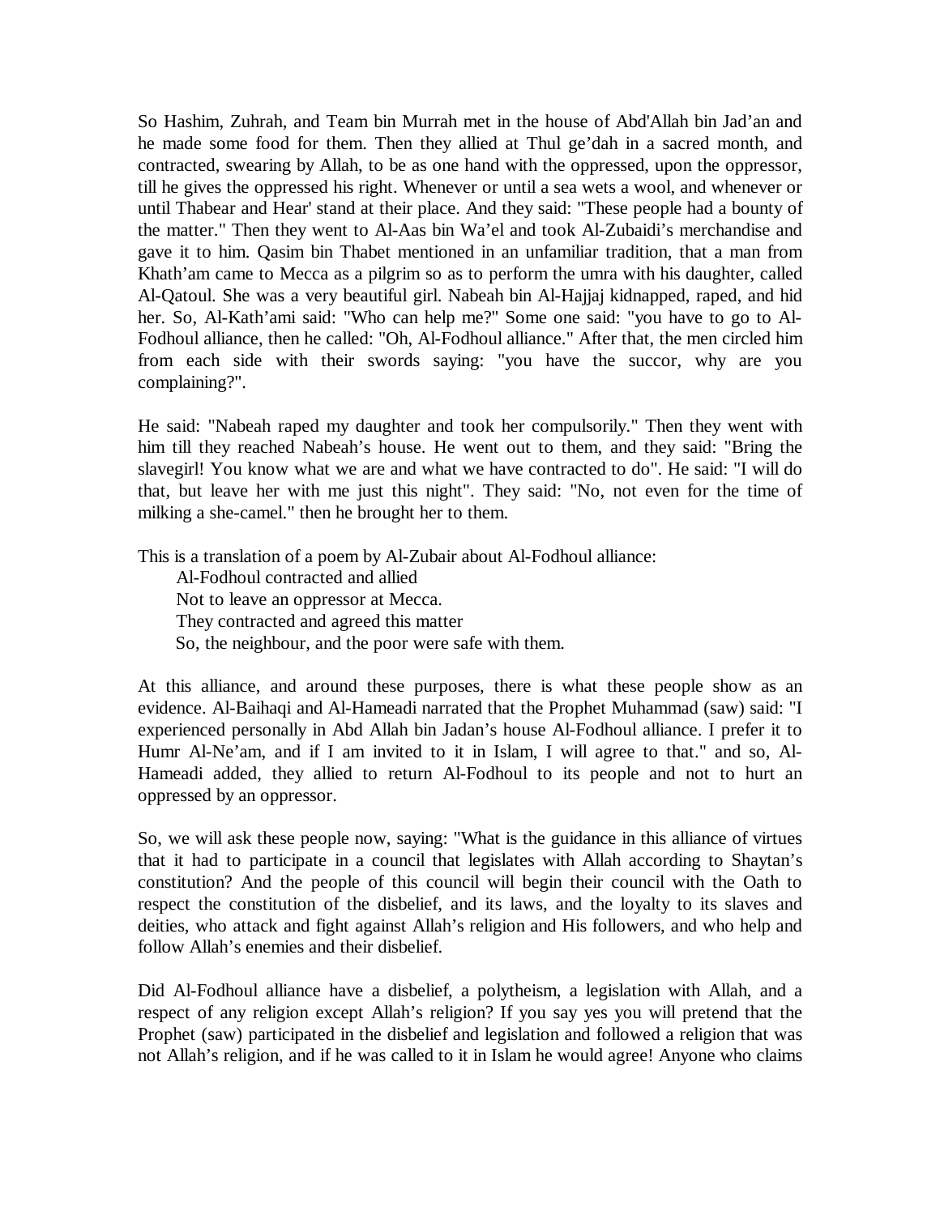So Hashim, Zuhrah, and Team bin Murrah met in the house of Abd'Allah bin Jad'an and he made some food for them. Then they allied at Thul ge'dah in a sacred month, and contracted, swearing by Allah, to be as one hand with the oppressed, upon the oppressor, till he gives the oppressed his right. Whenever or until a sea wets a wool, and whenever or until Thabear and Hear' stand at their place. And they said: "These people had a bounty of the matter." Then they went to Al-Aas bin Wa'el and took Al-Zubaidi's merchandise and gave it to him. Qasim bin Thabet mentioned in an unfamiliar tradition, that a man from Khath'am came to Mecca as a pilgrim so as to perform the umra with his daughter, called Al-Qatoul. She was a very beautiful girl. Nabeah bin Al-Hajjaj kidnapped, raped, and hid her. So, Al-Kath'ami said: "Who can help me?" Some one said: "you have to go to Al-Fodhoul alliance, then he called: "Oh, Al-Fodhoul alliance." After that, the men circled him from each side with their swords saying: "you have the succor, why are you complaining?".

He said: "Nabeah raped my daughter and took her compulsorily." Then they went with him till they reached Nabeah's house. He went out to them, and they said: "Bring the slavegirl! You know what we are and what we have contracted to do". He said: "I will do that, but leave her with me just this night". They said: "No, not even for the time of milking a she-camel." then he brought her to them.

This is a translation of a poem by Al-Zubair about Al-Fodhoul alliance:

> Al-Fodhoul contracted and allied
> Not to leave an oppressor at Mecca.
> They contracted and agreed this matter
> So, the neighbour, and the poor were safe with them.

At this alliance, and around these purposes, there is what these people show as an evidence. Al-Baihaqi and Al-Hameadi narrated that the Prophet Muhammad (saw) said: "I experienced personally in Abd Allah bin Jadan's house Al-Fodhoul alliance. I prefer it to Humr Al-Ne'am, and if I am invited to it in Islam, I will agree to that." and so, Al-Hameadi added, they allied to return Al-Fodhoul to its people and not to hurt an oppressed by an oppressor.

So, we will ask these people now, saying: "What is the guidance in this alliance of virtues that it had to participate in a council that legislates with Allah according to Shaytan's constitution? And the people of this council will begin their council with the Oath to respect the constitution of the disbelief, and its laws, and the loyalty to its slaves and deities, who attack and fight against Allah's religion and His followers, and who help and follow Allah's enemies and their disbelief.

Did Al-Fodhoul alliance have a disbelief, a polytheism, a legislation with Allah, and a respect of any religion except Allah's religion? If you say yes you will pretend that the Prophet (saw) participated in the disbelief and legislation and followed a religion that was not Allah's religion, and if he was called to it in Islam he would agree! Anyone who claims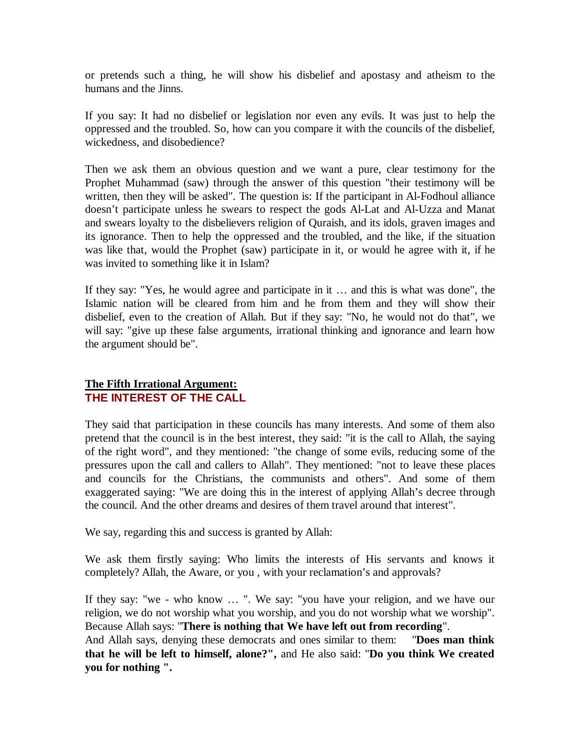or pretends such a thing, he will show his disbelief and apostasy and atheism to the humans and the Jinns.

If you say: It had no disbelief or legislation nor even any evils. It was just to help the oppressed and the troubled. So, how can you compare it with the councils of the disbelief, wickedness, and disobedience?

Then we ask them an obvious question and we want a pure, clear testimony for the Prophet Muhammad (saw) through the answer of this question "their testimony will be written, then they will be asked". The question is: If the participant in Al-Fodhoul alliance doesn't participate unless he swears to respect the gods Al-Lat and Al-Uzza and Manat and swears loyalty to the disbelievers religion of Quraish, and its idols, graven images and its ignorance. Then to help the oppressed and the troubled, and the like, if the situation was like that, would the Prophet (saw) participate in it, or would he agree with it, if he was invited to something like it in Islam?

If they say: "Yes, he would agree and participate in it … and this is what was done", the Islamic nation will be cleared from him and he from them and they will show their disbelief, even to the creation of Allah. But if they say: "No, he would not do that", we will say: "give up these false arguments, irrational thinking and ignorance and learn how the argument should be".

## The Fifth Irrational Argument:
## THE INTEREST OF THE CALL

They said that participation in these councils has many interests. And some of them also pretend that the council is in the best interest, they said: "it is the call to Allah, the saying of the right word", and they mentioned: "the change of some evils, reducing some of the pressures upon the call and callers to Allah". They mentioned: "not to leave these places and councils for the Christians, the communists and others". And some of them exaggerated saying: "We are doing this in the interest of applying Allah's decree through the council. And the other dreams and desires of them travel around that interest".

We say, regarding this and success is granted by Allah:

We ask them firstly saying: Who limits the interests of His servants and knows it completely? Allah, the Aware, or you , with your reclamation's and approvals?

If they say: "we - who know … ". We say: "you have your religion, and we have our religion, we do not worship what you worship, and you do not worship what we worship". Because Allah says: "**There is nothing that We have left out from recording**".
And Allah says, denying these democrats and ones similar to them: "**Does man think that he will be left to himself, alone?",** and He also said: "**Do you think We created you for nothing ".**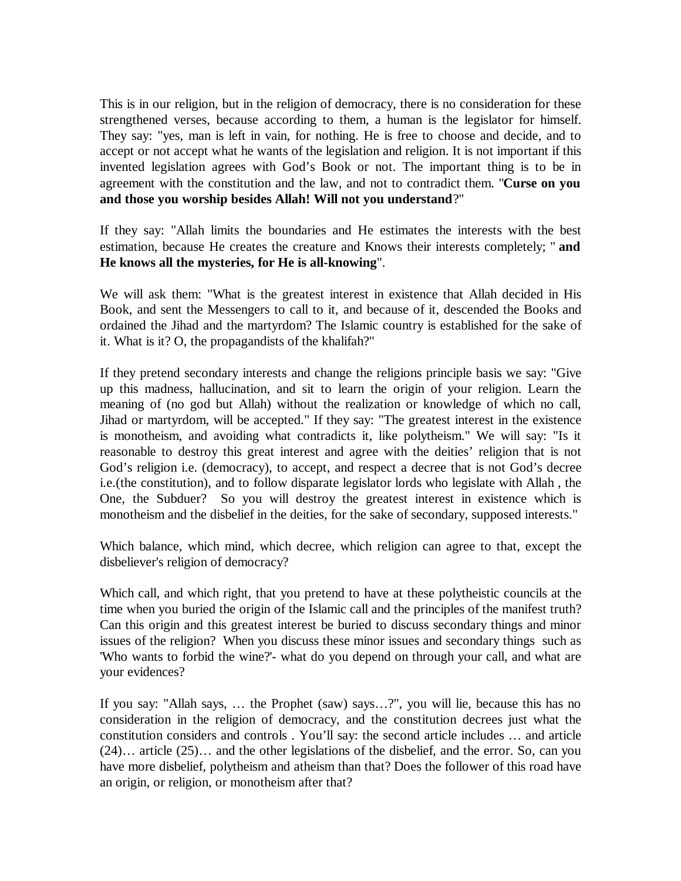This is in our religion, but in the religion of democracy, there is no consideration for these strengthened verses, because according to them, a human is the legislator for himself. They say: "yes, man is left in vain, for nothing. He is free to choose and decide, and to accept or not accept what he wants of the legislation and religion. It is not important if this invented legislation agrees with God's Book or not. The important thing is to be in agreement with the constitution and the law, and not to contradict them. "**Curse on you and those you worship besides Allah! Will not you understand**?"

If they say: "Allah limits the boundaries and He estimates the interests with the best estimation, because He creates the creature and Knows their interests completely; " **and He knows all the mysteries, for He is all-knowing**".

We will ask them: "What is the greatest interest in existence that Allah decided in His Book, and sent the Messengers to call to it, and because of it, descended the Books and ordained the Jihad and the martyrdom? The Islamic country is established for the sake of it. What is it? O, the propagandists of the khalifah?"

If they pretend secondary interests and change the religions principle basis we say: "Give up this madness, hallucination, and sit to learn the origin of your religion. Learn the meaning of (no god but Allah) without the realization or knowledge of which no call, Jihad or martyrdom, will be accepted." If they say: "The greatest interest in the existence is monotheism, and avoiding what contradicts it, like polytheism." We will say: "Is it reasonable to destroy this great interest and agree with the deities' religion that is not God's religion i.e. (democracy), to accept, and respect a decree that is not God's decree i.e.(the constitution), and to follow disparate legislator lords who legislate with Allah , the One, the Subduer? So you will destroy the greatest interest in existence which is monotheism and the disbelief in the deities, for the sake of secondary, supposed interests."

Which balance, which mind, which decree, which religion can agree to that, except the disbeliever's religion of democracy?

Which call, and which right, that you pretend to have at these polytheistic councils at the time when you buried the origin of the Islamic call and the principles of the manifest truth? Can this origin and this greatest interest be buried to discuss secondary things and minor issues of the religion? When you discuss these minor issues and secondary things such as 'Who wants to forbid the wine?'- what do you depend on through your call, and what are your evidences?

If you say: "Allah says, … the Prophet (saw) says…?", you will lie, because this has no consideration in the religion of democracy, and the constitution decrees just what the constitution considers and controls . You'll say: the second article includes … and article (24)… article (25)… and the other legislations of the disbelief, and the error. So, can you have more disbelief, polytheism and atheism than that? Does the follower of this road have an origin, or religion, or monotheism after that?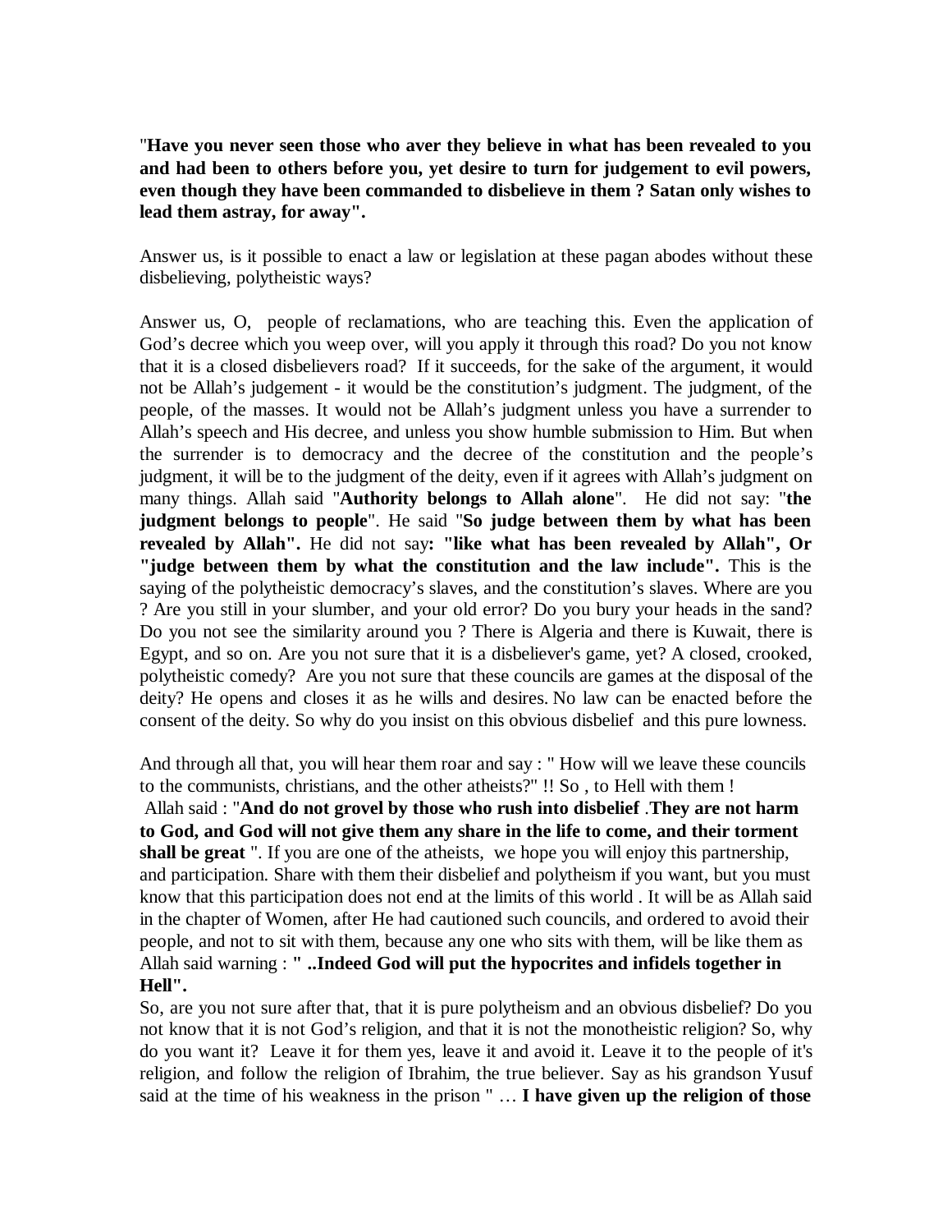"**Have you never seen those who aver they believe in what has been revealed to you and had been to others before you, yet desire to turn for judgement to evil powers, even though they have been commanded to disbelieve in them ? Satan only wishes to lead them astray, for away".**

Answer us, is it possible to enact a law or legislation at these pagan abodes without these disbelieving, polytheistic ways?

Answer us, O, people of reclamations, who are teaching this. Even the application of God's decree which you weep over, will you apply it through this road? Do you not know that it is a closed disbelievers road? If it succeeds, for the sake of the argument, it would not be Allah's judgement - it would be the constitution's judgment. The judgment, of the people, of the masses. It would not be Allah's judgment unless you have a surrender to Allah's speech and His decree, and unless you show humble submission to Him. But when the surrender is to democracy and the decree of the constitution and the people's judgment, it will be to the judgment of the deity, even if it agrees with Allah's judgment on many things. Allah said "**Authority belongs to Allah alone**". He did not say: "**the judgment belongs to people**". He said "**So judge between them by what has been revealed by Allah".** He did not say**: "like what has been revealed by Allah", Or "judge between them by what the constitution and the law include".** This is the saying of the polytheistic democracy's slaves, and the constitution's slaves. Where are you ? Are you still in your slumber, and your old error? Do you bury your heads in the sand? Do you not see the similarity around you ? There is Algeria and there is Kuwait, there is Egypt, and so on. Are you not sure that it is a disbeliever's game, yet? A closed, crooked, polytheistic comedy? Are you not sure that these councils are games at the disposal of the deity? He opens and closes it as he wills and desires. No law can be enacted before the consent of the deity. So why do you insist on this obvious disbelief and this pure lowness.

And through all that, you will hear them roar and say : " How will we leave these councils to the communists, christians, and the other atheists?" !! So , to Hell with them !
Allah said : "**And do not grovel by those who rush into disbelief** .**They are not harm to God, and God will not give them any share in the life to come, and their torment shall be great** ". If you are one of the atheists, we hope you will enjoy this partnership, and participation. Share with them their disbelief and polytheism if you want, but you must know that this participation does not end at the limits of this world . It will be as Allah said in the chapter of Women, after He had cautioned such councils, and ordered to avoid their people, and not to sit with them, because any one who sits with them, will be like them as Allah said warning : **" ..Indeed God will put the hypocrites and infidels together in Hell".**
So, are you not sure after that, that it is pure polytheism and an obvious disbelief? Do you not know that it is not God's religion, and that it is not the monotheistic religion? So, why do you want it? Leave it for them yes, leave it and avoid it. Leave it to the people of it's religion, and follow the religion of Ibrahim, the true believer. Say as his grandson Yusuf said at the time of his weakness in the prison " … **I have given up the religion of those**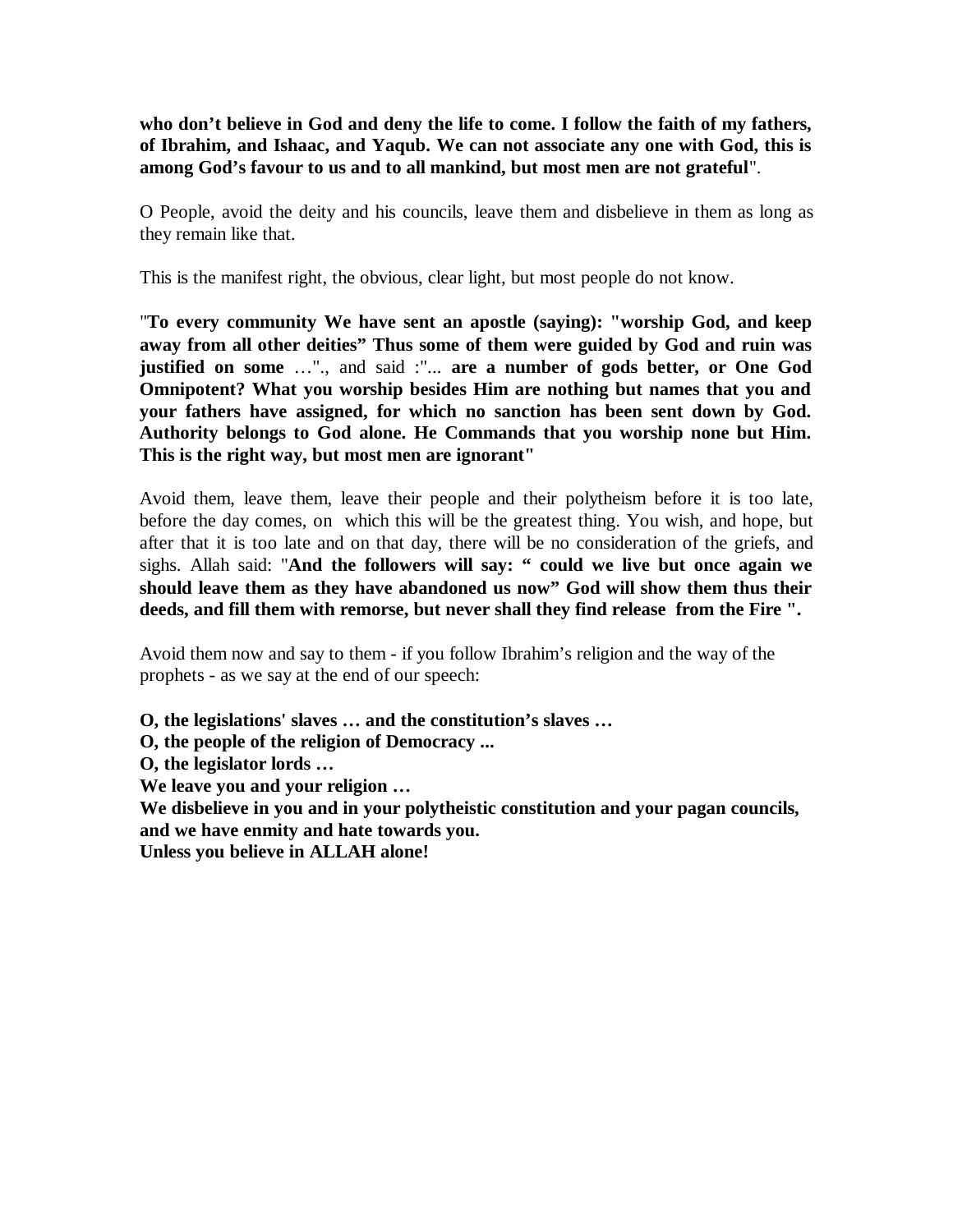**who don't believe in God and deny the life to come. I follow the faith of my fathers, of Ibrahim, and Ishaac, and Yaqub. We can not associate any one with God, this is among God's favour to us and to all mankind, but most men are not grateful**".

O People, avoid the deity and his councils, leave them and disbelieve in them as long as they remain like that.

This is the manifest right, the obvious, clear light, but most people do not know.

"**To every community We have sent an apostle (saying): "worship God, and keep away from all other deities" Thus some of them were guided by God and ruin was justified on some** …"., and said :"... **are a number of gods better, or One God Omnipotent? What you worship besides Him are nothing but names that you and your fathers have assigned, for which no sanction has been sent down by God. Authority belongs to God alone. He Commands that you worship none but Him. This is the right way, but most men are ignorant"**

Avoid them, leave them, leave their people and their polytheism before it is too late, before the day comes, on which this will be the greatest thing. You wish, and hope, but after that it is too late and on that day, there will be no consideration of the griefs, and sighs. Allah said: "**And the followers will say: " could we live but once again we should leave them as they have abandoned us now" God will show them thus their deeds, and fill them with remorse, but never shall they find release from the Fire ".**

Avoid them now and say to them - if you follow Ibrahim's religion and the way of the prophets - as we say at the end of our speech:

**O, the legislations' slaves … and the constitution's slaves …**
**O, the people of the religion of Democracy ...**
**O, the legislator lords …**
**We leave you and your religion …**
**We disbelieve in you and in your polytheistic constitution and your pagan councils, and we have enmity and hate towards you.**
**Unless you believe in ALLAH alone!**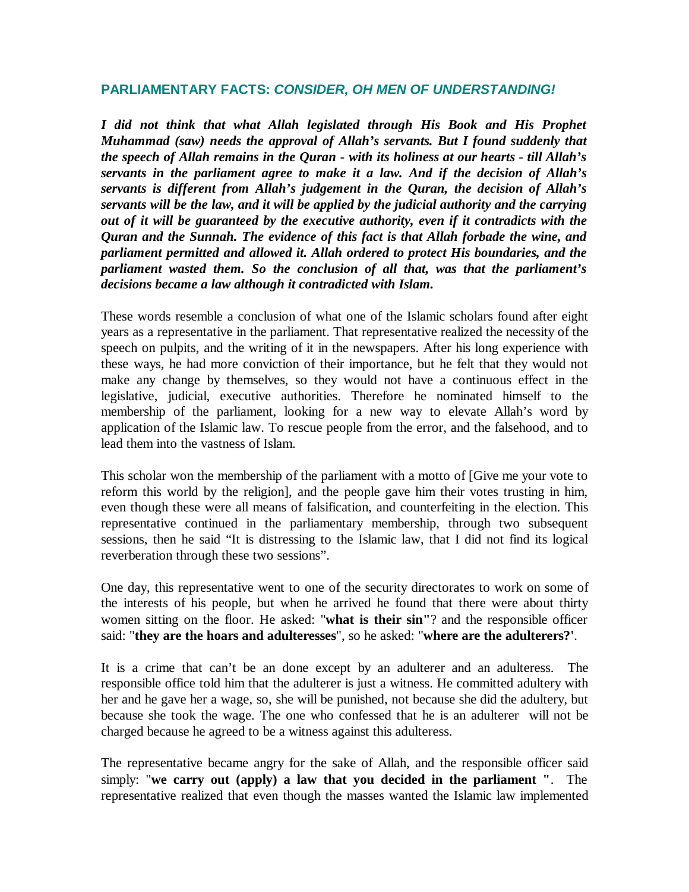## PARLIAMENTARY FACTS: *CONSIDER, OH MEN OF UNDERSTANDING!*

***I did not think that what Allah legislated through His Book and His Prophet Muhammad (saw) needs the approval of Allah's servants. But I found suddenly that the speech of Allah remains in the Quran - with its holiness at our hearts - till Allah's servants in the parliament agree to make it a law. And if the decision of Allah's servants is different from Allah's judgement in the Quran, the decision of Allah's servants will be the law, and it will be applied by the judicial authority and the carrying out of it will be guaranteed by the executive authority, even if it contradicts with the Quran and the Sunnah. The evidence of this fact is that Allah forbade the wine, and parliament permitted and allowed it. Allah ordered to protect His boundaries, and the parliament wasted them. So the conclusion of all that, was that the parliament's decisions became a law although it contradicted with Islam.***

These words resemble a conclusion of what one of the Islamic scholars found after eight years as a representative in the parliament. That representative realized the necessity of the speech on pulpits, and the writing of it in the newspapers. After his long experience with these ways, he had more conviction of their importance, but he felt that they would not make any change by themselves, so they would not have a continuous effect in the legislative, judicial, executive authorities. Therefore he nominated himself to the membership of the parliament, looking for a new way to elevate Allah's word by application of the Islamic law. To rescue people from the error, and the falsehood, and to lead them into the vastness of Islam.

This scholar won the membership of the parliament with a motto of [Give me your vote to reform this world by the religion], and the people gave him their votes trusting in him, even though these were all means of falsification, and counterfeiting in the election. This representative continued in the parliamentary membership, through two subsequent sessions, then he said "It is distressing to the Islamic law, that I did not find its logical reverberation through these two sessions".

One day, this representative went to one of the security directorates to work on some of the interests of his people, but when he arrived he found that there were about thirty women sitting on the floor. He asked: "**what is their sin"**? and the responsible officer said: "**they are the hoars and adulteresses**", so he asked: "**where are the adulterers?'**.

It is a crime that can't be an done except by an adulterer and an adulteress. The responsible office told him that the adulterer is just a witness. He committed adultery with her and he gave her a wage, so, she will be punished, not because she did the adultery, but because she took the wage. The one who confessed that he is an adulterer will not be charged because he agreed to be a witness against this adulteress.

The representative became angry for the sake of Allah, and the responsible officer said simply: "**we carry out (apply) a law that you decided in the parliament "**. The representative realized that even though the masses wanted the Islamic law implemented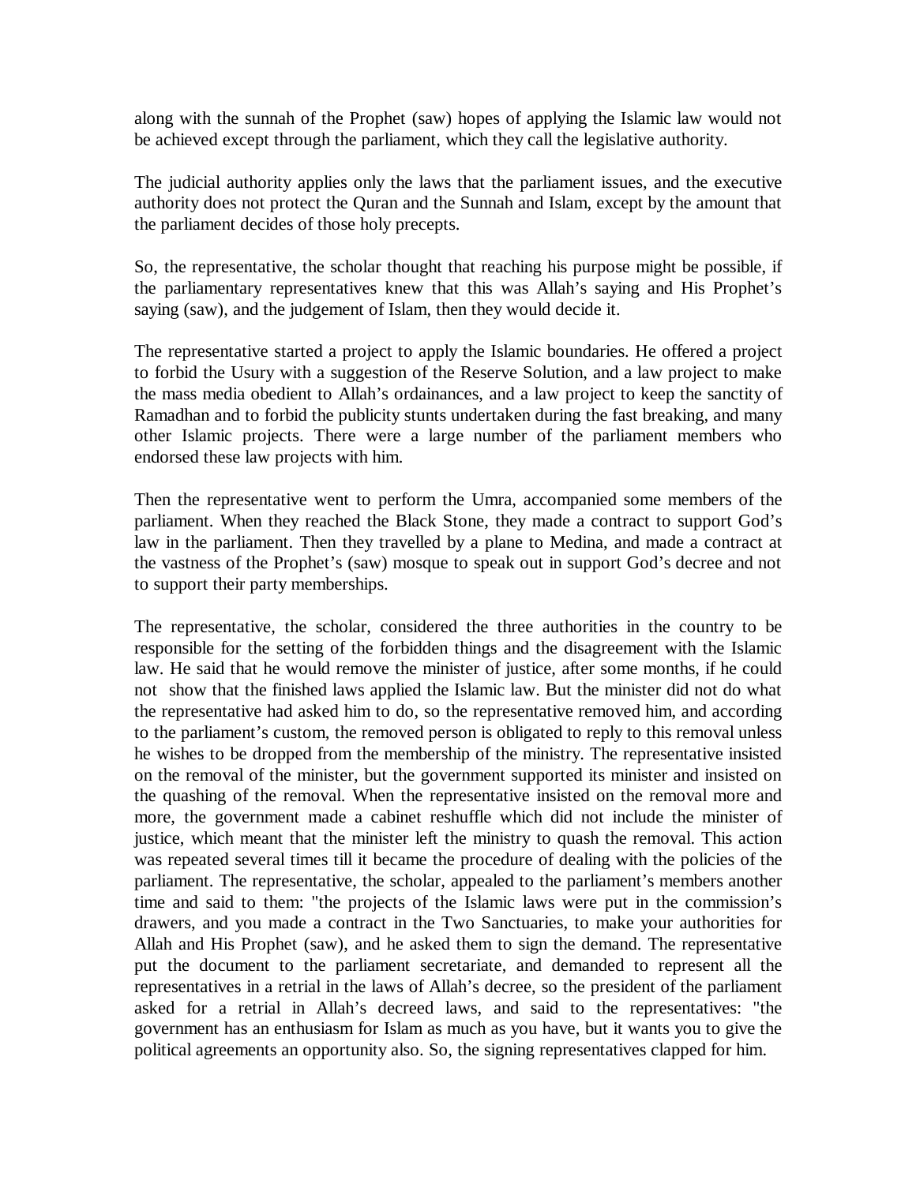along with the sunnah of the Prophet (saw) hopes of applying the Islamic law would not be achieved except through the parliament, which they call the legislative authority.

The judicial authority applies only the laws that the parliament issues, and the executive authority does not protect the Quran and the Sunnah and Islam, except by the amount that the parliament decides of those holy precepts.

So, the representative, the scholar thought that reaching his purpose might be possible, if the parliamentary representatives knew that this was Allah's saying and His Prophet's saying (saw), and the judgement of Islam, then they would decide it.

The representative started a project to apply the Islamic boundaries. He offered a project to forbid the Usury with a suggestion of the Reserve Solution, and a law project to make the mass media obedient to Allah's ordainances, and a law project to keep the sanctity of Ramadhan and to forbid the publicity stunts undertaken during the fast breaking, and many other Islamic projects. There were a large number of the parliament members who endorsed these law projects with him.

Then the representative went to perform the Umra, accompanied some members of the parliament. When they reached the Black Stone, they made a contract to support God's law in the parliament. Then they travelled by a plane to Medina, and made a contract at the vastness of the Prophet's (saw) mosque to speak out in support God's decree and not to support their party memberships.

The representative, the scholar, considered the three authorities in the country to be responsible for the setting of the forbidden things and the disagreement with the Islamic law. He said that he would remove the minister of justice, after some months, if he could not show that the finished laws applied the Islamic law. But the minister did not do what the representative had asked him to do, so the representative removed him, and according to the parliament's custom, the removed person is obligated to reply to this removal unless he wishes to be dropped from the membership of the ministry. The representative insisted on the removal of the minister, but the government supported its minister and insisted on the quashing of the removal. When the representative insisted on the removal more and more, the government made a cabinet reshuffle which did not include the minister of justice, which meant that the minister left the ministry to quash the removal. This action was repeated several times till it became the procedure of dealing with the policies of the parliament. The representative, the scholar, appealed to the parliament's members another time and said to them: "the projects of the Islamic laws were put in the commission's drawers, and you made a contract in the Two Sanctuaries, to make your authorities for Allah and His Prophet (saw), and he asked them to sign the demand. The representative put the document to the parliament secretariate, and demanded to represent all the representatives in a retrial in the laws of Allah's decree, so the president of the parliament asked for a retrial in Allah's decreed laws, and said to the representatives: "the government has an enthusiasm for Islam as much as you have, but it wants you to give the political agreements an opportunity also. So, the signing representatives clapped for him.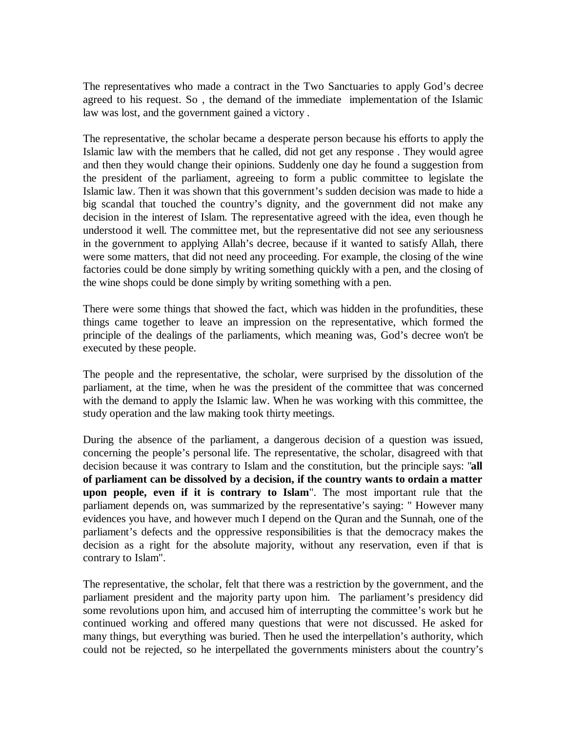The representatives who made a contract in the Two Sanctuaries to apply God's decree agreed to his request. So , the demand of the immediate implementation of the Islamic law was lost, and the government gained a victory .

The representative, the scholar became a desperate person because his efforts to apply the Islamic law with the members that he called, did not get any response . They would agree and then they would change their opinions. Suddenly one day he found a suggestion from the president of the parliament, agreeing to form a public committee to legislate the Islamic law. Then it was shown that this government's sudden decision was made to hide a big scandal that touched the country's dignity, and the government did not make any decision in the interest of Islam. The representative agreed with the idea, even though he understood it well. The committee met, but the representative did not see any seriousness in the government to applying Allah's decree, because if it wanted to satisfy Allah, there were some matters, that did not need any proceeding. For example, the closing of the wine factories could be done simply by writing something quickly with a pen, and the closing of the wine shops could be done simply by writing something with a pen.

There were some things that showed the fact, which was hidden in the profundities, these things came together to leave an impression on the representative, which formed the principle of the dealings of the parliaments, which meaning was, God's decree won't be executed by these people.

The people and the representative, the scholar, were surprised by the dissolution of the parliament, at the time, when he was the president of the committee that was concerned with the demand to apply the Islamic law. When he was working with this committee, the study operation and the law making took thirty meetings.

During the absence of the parliament, a dangerous decision of a question was issued, concerning the people's personal life. The representative, the scholar, disagreed with that decision because it was contrary to Islam and the constitution, but the principle says: "**all of parliament can be dissolved by a decision, if the country wants to ordain a matter upon people, even if it is contrary to Islam**". The most important rule that the parliament depends on, was summarized by the representative's saying: " However many evidences you have, and however much I depend on the Quran and the Sunnah, one of the parliament's defects and the oppressive responsibilities is that the democracy makes the decision as a right for the absolute majority, without any reservation, even if that is contrary to Islam".

The representative, the scholar, felt that there was a restriction by the government, and the parliament president and the majority party upon him. The parliament's presidency did some revolutions upon him, and accused him of interrupting the committee's work but he continued working and offered many questions that were not discussed. He asked for many things, but everything was buried. Then he used the interpellation's authority, which could not be rejected, so he interpellated the governments ministers about the country's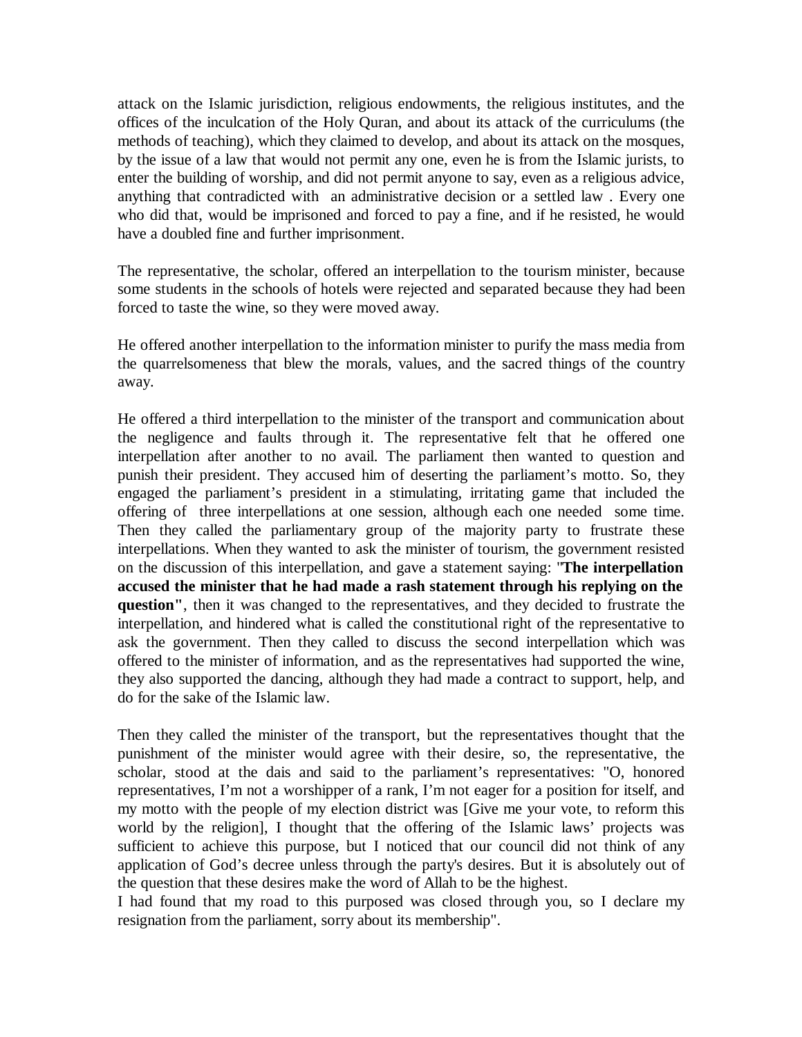attack on the Islamic jurisdiction, religious endowments, the religious institutes, and the offices of the inculcation of the Holy Quran, and about its attack of the curriculums (the methods of teaching), which they claimed to develop, and about its attack on the mosques, by the issue of a law that would not permit any one, even he is from the Islamic jurists, to enter the building of worship, and did not permit anyone to say, even as a religious advice, anything that contradicted with an administrative decision or a settled law . Every one who did that, would be imprisoned and forced to pay a fine, and if he resisted, he would have a doubled fine and further imprisonment.

The representative, the scholar, offered an interpellation to the tourism minister, because some students in the schools of hotels were rejected and separated because they had been forced to taste the wine, so they were moved away.

He offered another interpellation to the information minister to purify the mass media from the quarrelsomeness that blew the morals, values, and the sacred things of the country away.

He offered a third interpellation to the minister of the transport and communication about the negligence and faults through it. The representative felt that he offered one interpellation after another to no avail. The parliament then wanted to question and punish their president. They accused him of deserting the parliament's motto. So, they engaged the parliament's president in a stimulating, irritating game that included the offering of three interpellations at one session, although each one needed some time. Then they called the parliamentary group of the majority party to frustrate these interpellations. When they wanted to ask the minister of tourism, the government resisted on the discussion of this interpellation, and gave a statement saying: "**The interpellation accused the minister that he had made a rash statement through his replying on the question"**, then it was changed to the representatives, and they decided to frustrate the interpellation, and hindered what is called the constitutional right of the representative to ask the government. Then they called to discuss the second interpellation which was offered to the minister of information, and as the representatives had supported the wine, they also supported the dancing, although they had made a contract to support, help, and do for the sake of the Islamic law.

Then they called the minister of the transport, but the representatives thought that the punishment of the minister would agree with their desire, so, the representative, the scholar, stood at the dais and said to the parliament's representatives: "O, honored representatives, I'm not a worshipper of a rank, I'm not eager for a position for itself, and my motto with the people of my election district was [Give me your vote, to reform this world by the religion], I thought that the offering of the Islamic laws' projects was sufficient to achieve this purpose, but I noticed that our council did not think of any application of God's decree unless through the party's desires. But it is absolutely out of the question that these desires make the word of Allah to be the highest.
I had found that my road to this purposed was closed through you, so I declare my resignation from the parliament, sorry about its membership".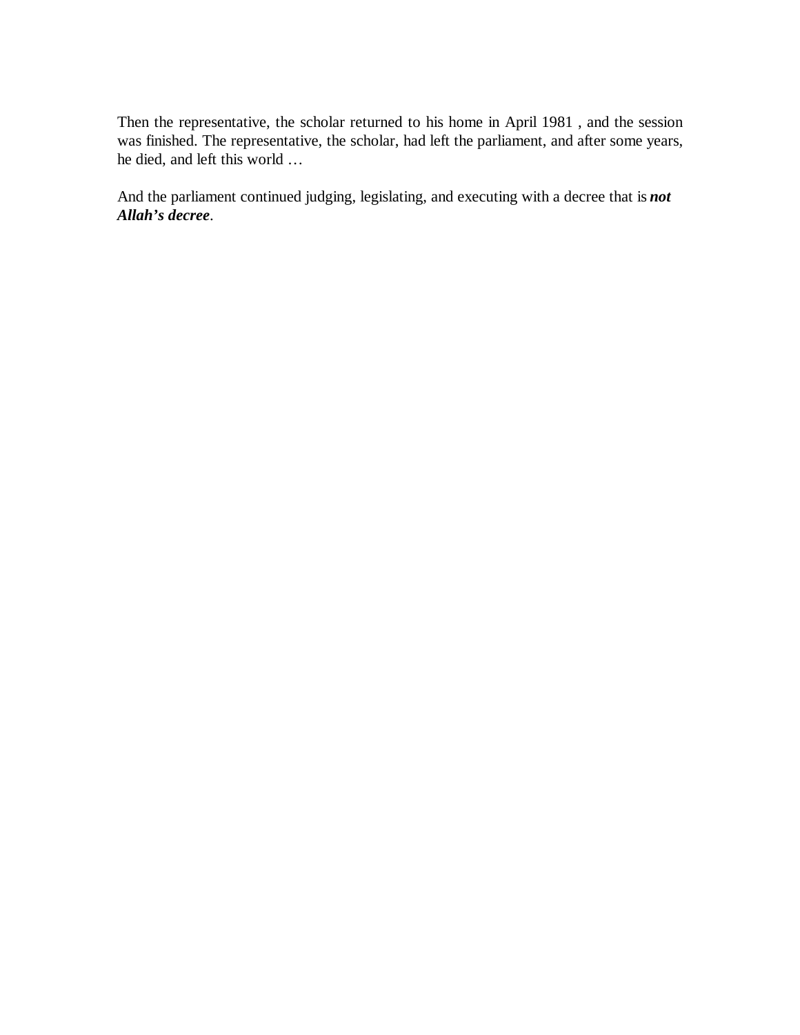Then the representative, the scholar returned to his home in April 1981 , and the session was finished. The representative, the scholar, had left the parliament, and after some years, he died, and left this world …

And the parliament continued judging, legislating, and executing with a decree that is ***not Allah's decree***.